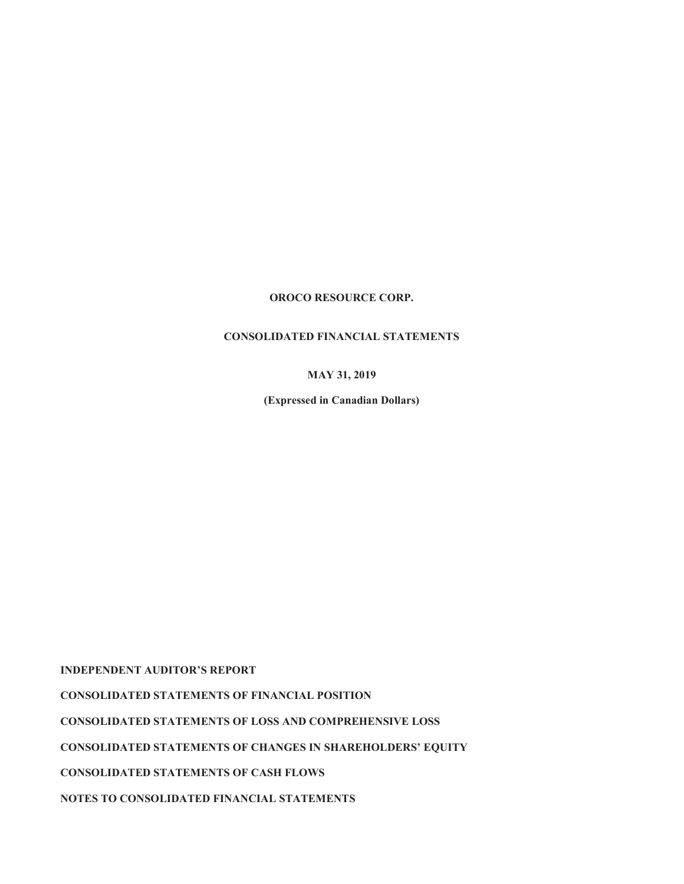# OROCO RESOURCE CORP.

## CONSOLIDATED FINANCIAL STATEMENTS

**MAY 31, 2019**

**(Expressed in Canadian Dollars)**

**INDEPENDENT AUDITOR'S REPORT**

**CONSOLIDATED STATEMENTS OF FINANCIAL POSITION**

**CONSOLIDATED STATEMENTS OF LOSS AND COMPREHENSIVE LOSS**

**CONSOLIDATED STATEMENTS OF CHANGES IN SHAREHOLDERS' EQUITY**

**CONSOLIDATED STATEMENTS OF CASH FLOWS**

**NOTES TO CONSOLIDATED FINANCIAL STATEMENTS**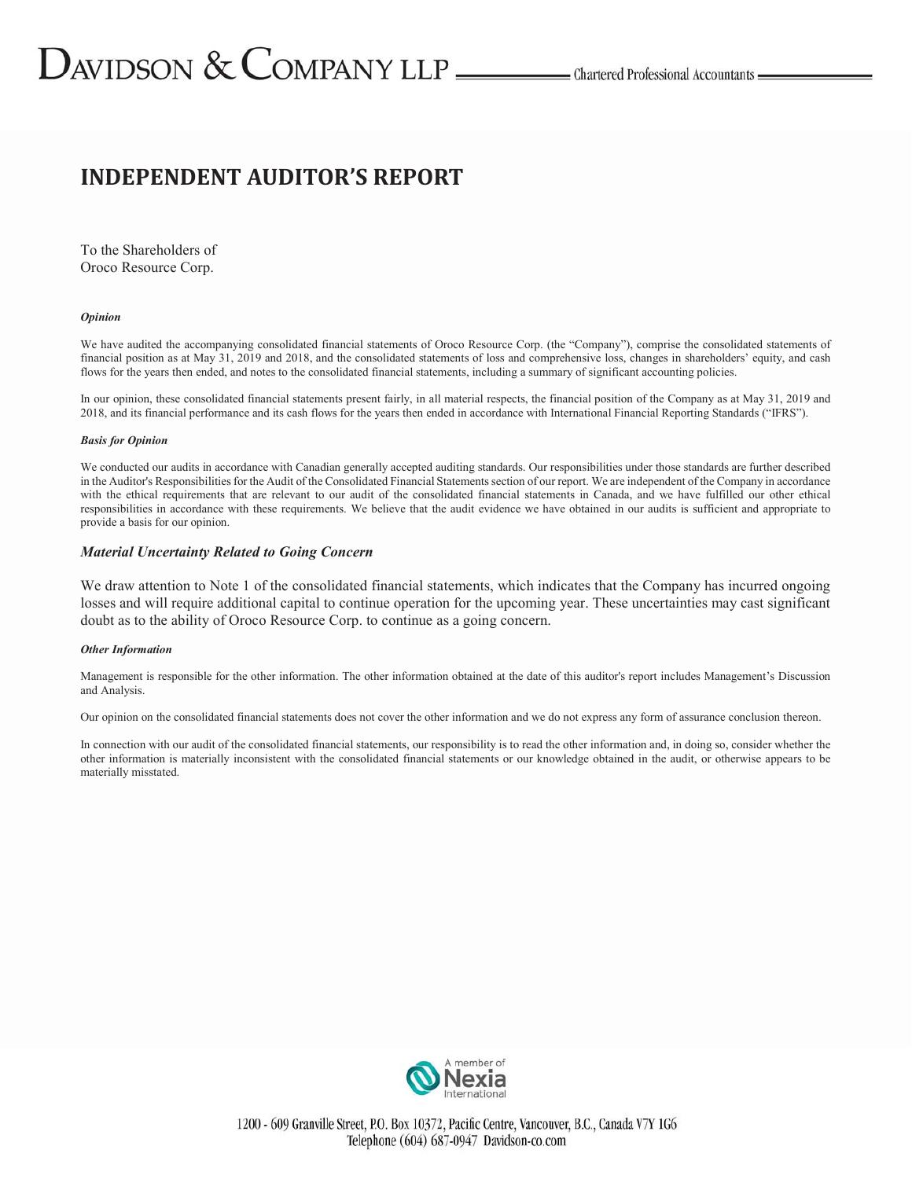# INDEPENDENT AUDITOR'S REPORT

To the Shareholders of
Oroco Resource Corp.

***Opinion***

We have audited the accompanying consolidated financial statements of Oroco Resource Corp. (the "Company"), comprise the consolidated statements of financial position as at May 31, 2019 and 2018, and the consolidated statements of loss and comprehensive loss, changes in shareholders' equity, and cash flows for the years then ended, and notes to the consolidated financial statements, including a summary of significant accounting policies.

In our opinion, these consolidated financial statements present fairly, in all material respects, the financial position of the Company as at May 31, 2019 and 2018, and its financial performance and its cash flows for the years then ended in accordance with International Financial Reporting Standards ("IFRS").

***Basis for Opinion***

We conducted our audits in accordance with Canadian generally accepted auditing standards. Our responsibilities under those standards are further described in the Auditor's Responsibilities for the Audit of the Consolidated Financial Statements section of our report. We are independent of the Company in accordance with the ethical requirements that are relevant to our audit of the consolidated financial statements in Canada, and we have fulfilled our other ethical responsibilities in accordance with these requirements. We believe that the audit evidence we have obtained in our audits is sufficient and appropriate to provide a basis for our opinion.

***Material Uncertainty Related to Going Concern***

We draw attention to Note 1 of the consolidated financial statements, which indicates that the Company has incurred ongoing losses and will require additional capital to continue operation for the upcoming year. These uncertainties may cast significant doubt as to the ability of Oroco Resource Corp. to continue as a going concern.

***Other Information***

Management is responsible for the other information. The other information obtained at the date of this auditor's report includes Management's Discussion and Analysis.

Our opinion on the consolidated financial statements does not cover the other information and we do not express any form of assurance conclusion thereon.

In connection with our audit of the consolidated financial statements, our responsibility is to read the other information and, in doing so, consider whether the other information is materially inconsistent with the consolidated financial statements or our knowledge obtained in the audit, or otherwise appears to be materially misstated.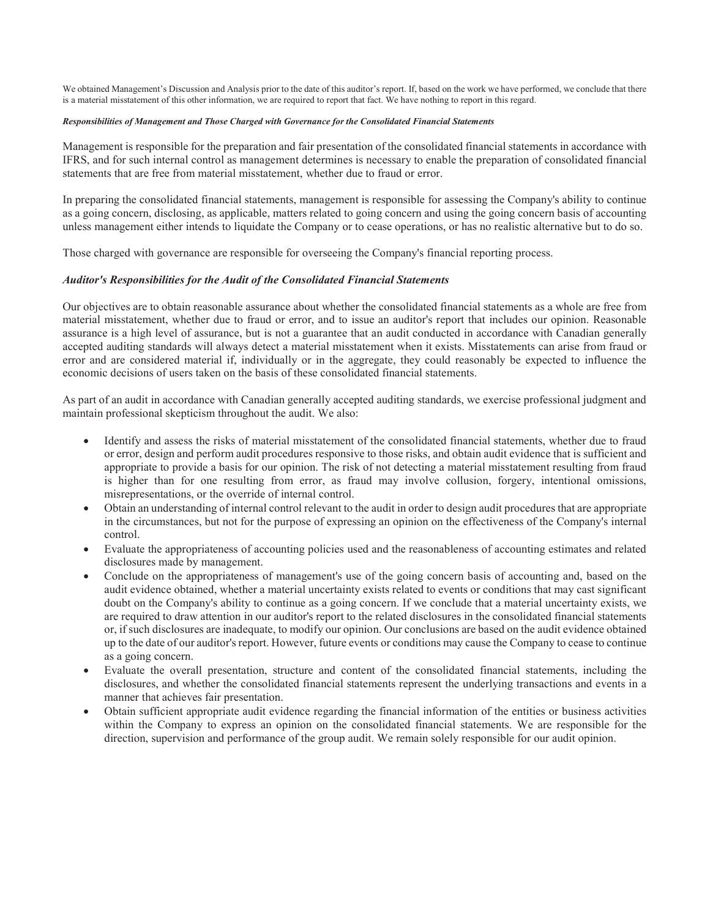We obtained Management's Discussion and Analysis prior to the date of this auditor's report. If, based on the work we have performed, we conclude that there is a material misstatement of this other information, we are required to report that fact. We have nothing to report in this regard.

***Responsibilities of Management and Those Charged with Governance for the Consolidated Financial Statements***

Management is responsible for the preparation and fair presentation of the consolidated financial statements in accordance with IFRS, and for such internal control as management determines is necessary to enable the preparation of consolidated financial statements that are free from material misstatement, whether due to fraud or error.

In preparing the consolidated financial statements, management is responsible for assessing the Company's ability to continue as a going concern, disclosing, as applicable, matters related to going concern and using the going concern basis of accounting unless management either intends to liquidate the Company or to cease operations, or has no realistic alternative but to do so.

Those charged with governance are responsible for overseeing the Company's financial reporting process.

***Auditor's Responsibilities for the Audit of the Consolidated Financial Statements***

Our objectives are to obtain reasonable assurance about whether the consolidated financial statements as a whole are free from material misstatement, whether due to fraud or error, and to issue an auditor's report that includes our opinion. Reasonable assurance is a high level of assurance, but is not a guarantee that an audit conducted in accordance with Canadian generally accepted auditing standards will always detect a material misstatement when it exists. Misstatements can arise from fraud or error and are considered material if, individually or in the aggregate, they could reasonably be expected to influence the economic decisions of users taken on the basis of these consolidated financial statements.

As part of an audit in accordance with Canadian generally accepted auditing standards, we exercise professional judgment and maintain professional skepticism throughout the audit. We also:

- Identify and assess the risks of material misstatement of the consolidated financial statements, whether due to fraud or error, design and perform audit procedures responsive to those risks, and obtain audit evidence that is sufficient and appropriate to provide a basis for our opinion. The risk of not detecting a material misstatement resulting from fraud is higher than for one resulting from error, as fraud may involve collusion, forgery, intentional omissions, misrepresentations, or the override of internal control.
- Obtain an understanding of internal control relevant to the audit in order to design audit procedures that are appropriate in the circumstances, but not for the purpose of expressing an opinion on the effectiveness of the Company's internal control.
- Evaluate the appropriateness of accounting policies used and the reasonableness of accounting estimates and related disclosures made by management.
- Conclude on the appropriateness of management's use of the going concern basis of accounting and, based on the audit evidence obtained, whether a material uncertainty exists related to events or conditions that may cast significant doubt on the Company's ability to continue as a going concern. If we conclude that a material uncertainty exists, we are required to draw attention in our auditor's report to the related disclosures in the consolidated financial statements or, if such disclosures are inadequate, to modify our opinion. Our conclusions are based on the audit evidence obtained up to the date of our auditor's report. However, future events or conditions may cause the Company to cease to continue as a going concern.
- Evaluate the overall presentation, structure and content of the consolidated financial statements, including the disclosures, and whether the consolidated financial statements represent the underlying transactions and events in a manner that achieves fair presentation.
- Obtain sufficient appropriate audit evidence regarding the financial information of the entities or business activities within the Company to express an opinion on the consolidated financial statements. We are responsible for the direction, supervision and performance of the group audit. We remain solely responsible for our audit opinion.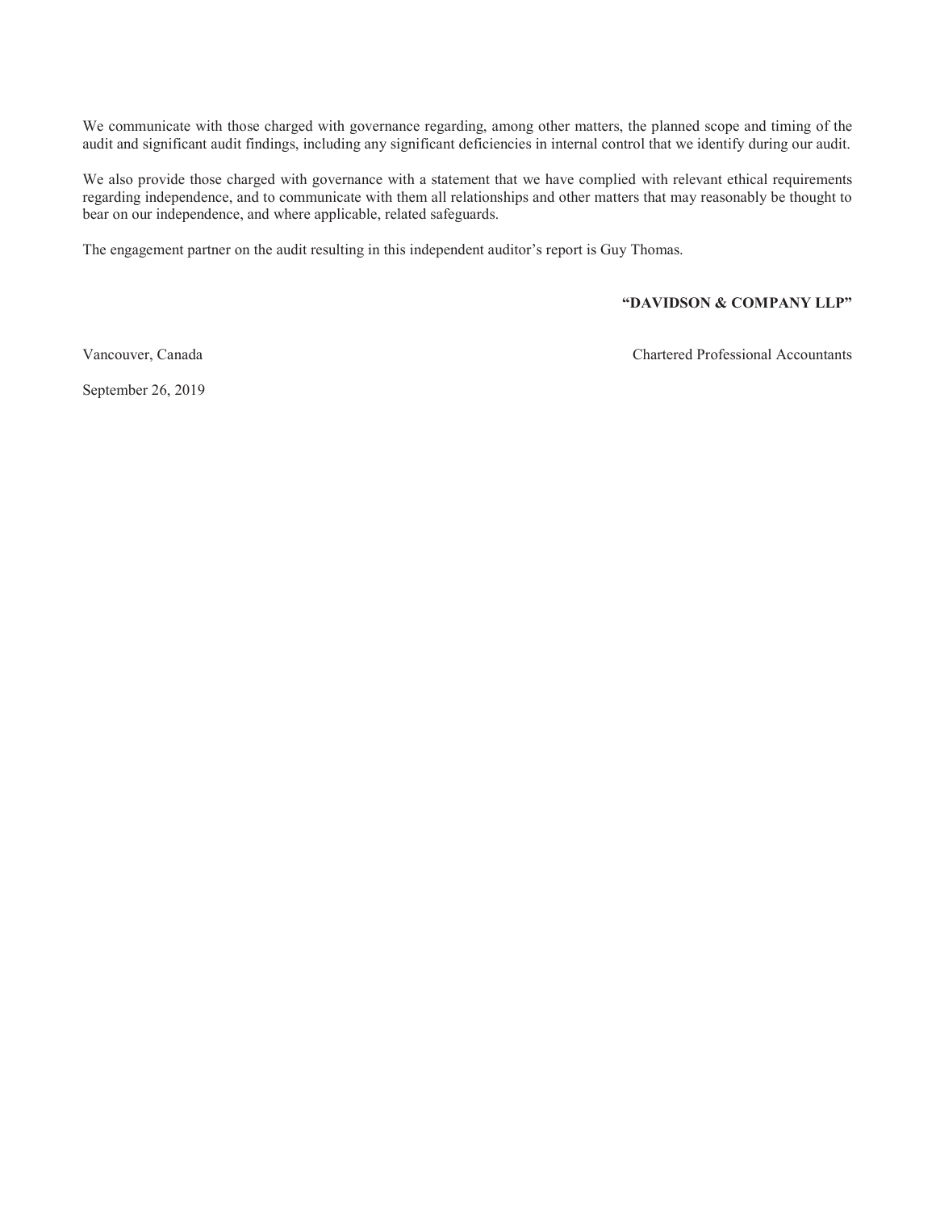We communicate with those charged with governance regarding, among other matters, the planned scope and timing of the audit and significant audit findings, including any significant deficiencies in internal control that we identify during our audit.

We also provide those charged with governance with a statement that we have complied with relevant ethical requirements regarding independence, and to communicate with them all relationships and other matters that may reasonably be thought to bear on our independence, and where applicable, related safeguards.

The engagement partner on the audit resulting in this independent auditor's report is Guy Thomas.

**"DAVIDSON & COMPANY LLP"**

Vancouver, Canada

Chartered Professional Accountants

September 26, 2019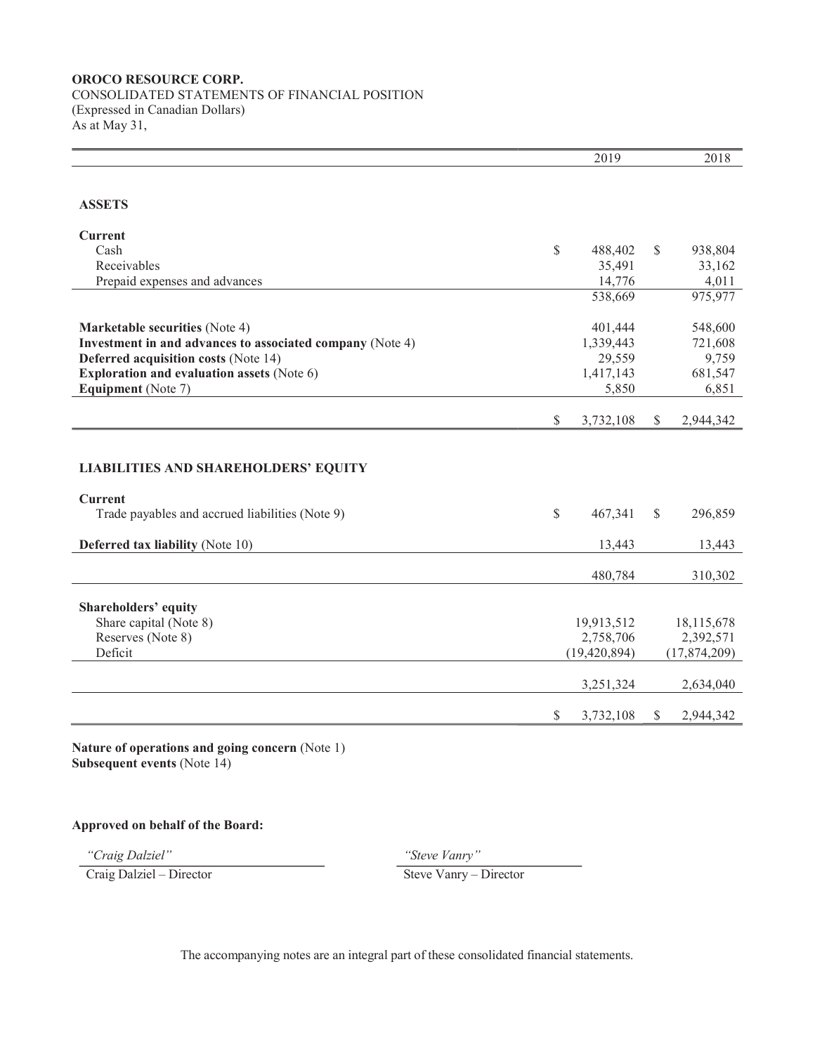**OROCO RESOURCE CORP.**
CONSOLIDATED STATEMENTS OF FINANCIAL POSITION
(Expressed in Canadian Dollars)
As at May 31,

| | 2019 | 2018 |
|---|---|---|
| **ASSETS** | | |
| **Current** | | |
| Cash | $ 488,402 | $ 938,804 |
| Receivables | 35,491 | 33,162 |
| Prepaid expenses and advances | 14,776 | 4,011 |
| | 538,669 | 975,977 |
| **Marketable securities** (Note 4) | 401,444 | 548,600 |
| **Investment in and advances to associated company** (Note 4) | 1,339,443 | 721,608 |
| **Deferred acquisition costs** (Note 14) | 29,559 | 9,759 |
| **Exploration and evaluation assets** (Note 6) | 1,417,143 | 681,547 |
| **Equipment** (Note 7) | 5,850 | 6,851 |
| | $ 3,732,108 | $ 2,944,342 |
| **LIABILITIES AND SHAREHOLDERS' EQUITY** | | |
| **Current** | | |
| Trade payables and accrued liabilities (Note 9) | $ 467,341 | $ 296,859 |
| **Deferred tax liability** (Note 10) | 13,443 | 13,443 |
| | 480,784 | 310,302 |
| **Shareholders' equity** | | |
| Share capital (Note 8) | 19,913,512 | 18,115,678 |
| Reserves (Note 8) | 2,758,706 | 2,392,571 |
| Deficit | (19,420,894) | (17,874,209) |
| | 3,251,324 | 2,634,040 |
| | $ 3,732,108 | $ 2,944,342 |

**Nature of operations and going concern** (Note 1)
**Subsequent events** (Note 14)

**Approved on behalf of the Board:**

*"Craig Dalziel"*
Craig Dalziel – Director

*"Steve Vanry"*
Steve Vanry – Director

The accompanying notes are an integral part of these consolidated financial statements.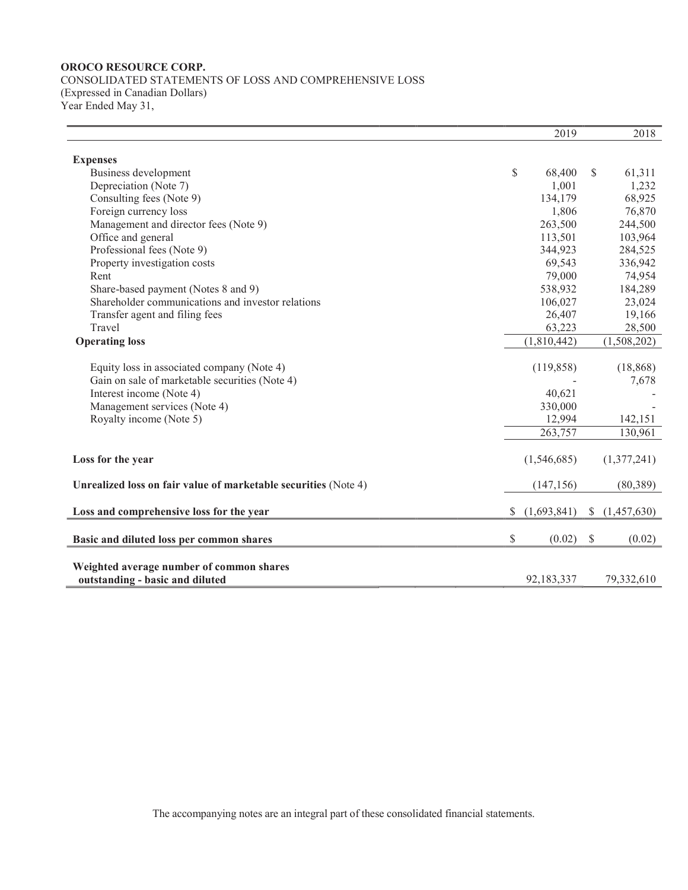**OROCO RESOURCE CORP.**
CONSOLIDATED STATEMENTS OF LOSS AND COMPREHENSIVE LOSS
(Expressed in Canadian Dollars)
Year Ended May 31,

| | 2019 | 2018 |
|---|---|---|
| **Expenses** | | |
| Business development | $ 68,400 | $ 61,311 |
| Depreciation (Note 7) | 1,001 | 1,232 |
| Consulting fees (Note 9) | 134,179 | 68,925 |
| Foreign currency loss | 1,806 | 76,870 |
| Management and director fees (Note 9) | 263,500 | 244,500 |
| Office and general | 113,501 | 103,964 |
| Professional fees (Note 9) | 344,923 | 284,525 |
| Property investigation costs | 69,543 | 336,942 |
| Rent | 79,000 | 74,954 |
| Share-based payment (Notes 8 and 9) | 538,932 | 184,289 |
| Shareholder communications and investor relations | 106,027 | 23,024 |
| Transfer agent and filing fees | 26,407 | 19,166 |
| Travel | 63,223 | 28,500 |
| **Operating loss** | (1,810,442) | (1,508,202) |
| | | |
| Equity loss in associated company (Note 4) | (119,858) | (18,868) |
| Gain on sale of marketable securities (Note 4) | - | 7,678 |
| Interest income (Note 4) | 40,621 | - |
| Management services (Note 4) | 330,000 | - |
| Royalty income (Note 5) | 12,994 | 142,151 |
| | 263,757 | 130,961 |
| | | |
| **Loss for the year** | (1,546,685) | (1,377,241) |
| | | |
| **Unrealized loss on fair value of marketable securities** (Note 4) | (147,156) | (80,389) |
| | | |
| **Loss and comprehensive loss for the year** | $ (1,693,841) | $ (1,457,630) |
| | | |
| **Basic and diluted loss per common shares** | $ (0.02) | $ (0.02) |
| | | |
| **Weighted average number of common shares outstanding - basic and diluted** | 92,183,337 | 79,332,610 |

The accompanying notes are an integral part of these consolidated financial statements.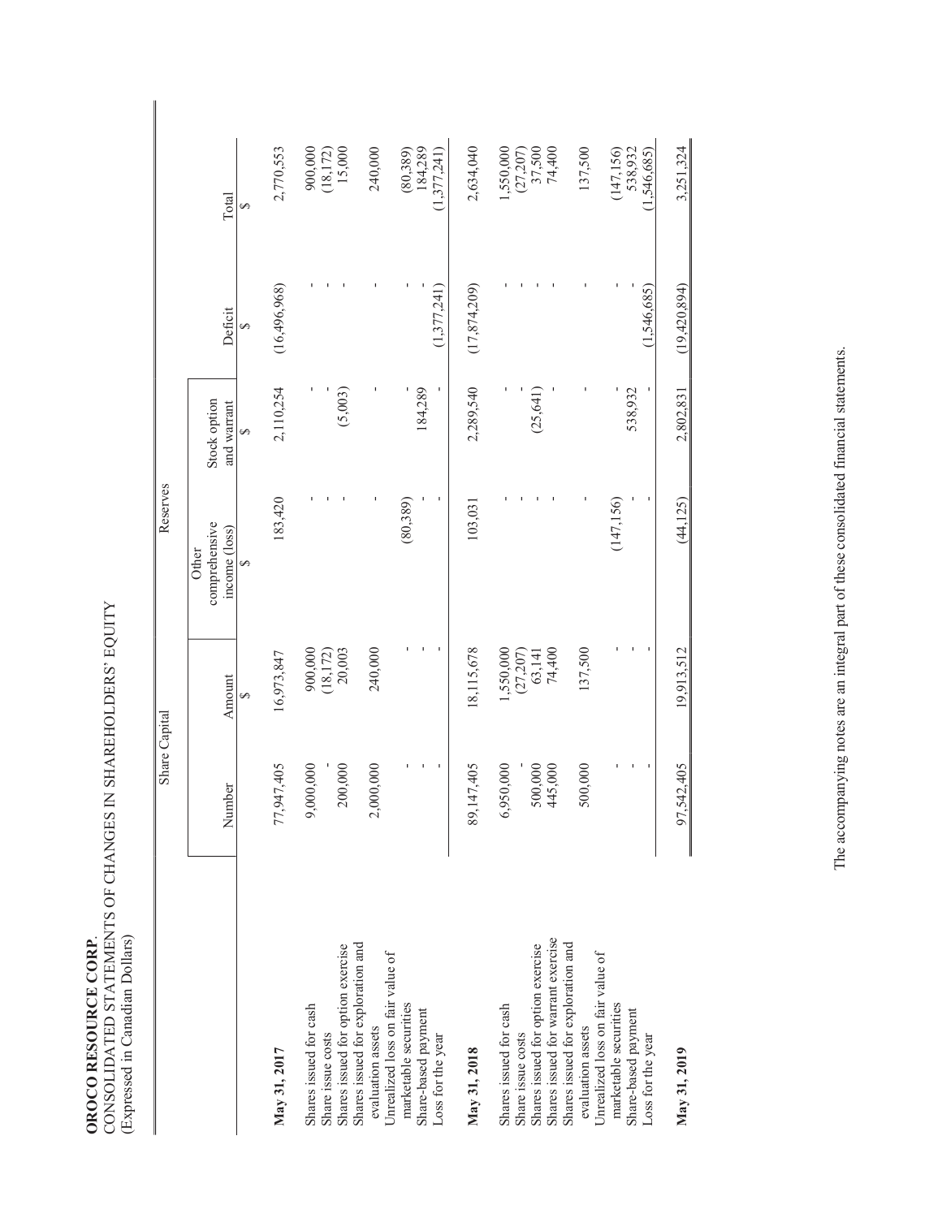**OROCO RESOURCE CORP.**
CONSOLIDATED STATEMENTS OF CHANGES IN SHAREHOLDERS' EQUITY
(Expressed in Canadian Dollars)

| | Share Capital | | Reserves | | | |
|---|---|---|---|---|---|---|
| | Number | Amount $ | Other comprehensive income (loss) $ | Stock option and warrant $ | Deficit $ | Total $ |
| **May 31, 2017** | 77,947,405 | 16,973,847 | 183,420 | 2,110,254 | (16,496,968) | 2,770,553 |
| Shares issued for cash | 9,000,000 | 900,000 | - | - | - | 900,000 |
| Share issue costs | - | (18,172) | - | - | - | (18,172) |
| Shares issued for option exercise | 200,000 | 20,003 | - | (5,003) | - | 15,000 |
| Shares issued for exploration and evaluation assets | 2,000,000 | 240,000 | - | - | - | 240,000 |
| Unrealized loss on fair value of marketable securities | - | - | (80,389) | - | - | (80,389) |
| Share-based payment | - | - | - | 184,289 | - | 184,289 |
| Loss for the year | - | - | - | - | (1,377,241) | (1,377,241) |
| **May 31, 2018** | 89,147,405 | 18,115,678 | 103,031 | 2,289,540 | (17,874,209) | 2,634,040 |
| Shares issued for cash | 6,950,000 | 1,550,000 | - | - | - | 1,550,000 |
| Share issue costs | - | (27,207) | - | - | - | (27,207) |
| Shares issued for option exercise | 500,000 | 63,141 | - | (25,641) | - | 37,500 |
| Shares issued for warrant exercise | 445,000 | 74,400 | - | - | - | 74,400 |
| Shares issued for exploration and evaluation assets | 500,000 | 137,500 | - | - | - | 137,500 |
| Unrealized loss on fair value of marketable securities | - | - | (147,156) | - | - | (147,156) |
| Share-based payment | - | - | - | 538,932 | - | 538,932 |
| Loss for the year | - | - | - | - | (1,546,685) | (1,546,685) |
| **May 31, 2019** | 97,542,405 | 19,913,512 | (44,125) | 2,802,831 | (19,420,894) | 3,251,324 |

The accompanying notes are an integral part of these consolidated financial statements.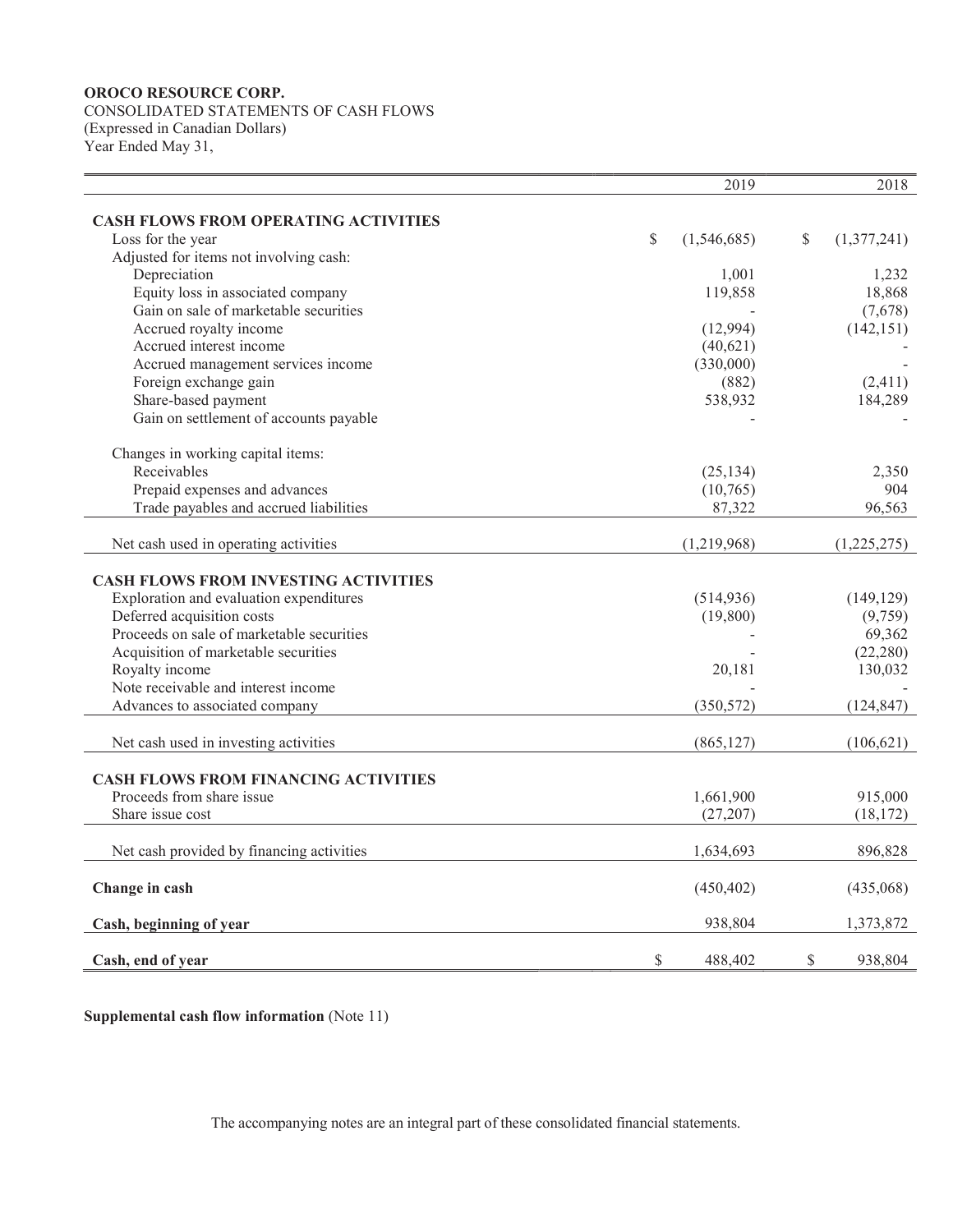**OROCO RESOURCE CORP.**
CONSOLIDATED STATEMENTS OF CASH FLOWS
(Expressed in Canadian Dollars)
Year Ended May 31,

| | 2019 | 2018 |
|---|---|---|
| **CASH FLOWS FROM OPERATING ACTIVITIES** | | |
| Loss for the year | $ (1,546,685) | $ (1,377,241) |
| Adjusted for items not involving cash: | | |
| Depreciation | 1,001 | 1,232 |
| Equity loss in associated company | 119,858 | 18,868 |
| Gain on sale of marketable securities | - | (7,678) |
| Accrued royalty income | (12,994) | (142,151) |
| Accrued interest income | (40,621) | - |
| Accrued management services income | (330,000) | - |
| Foreign exchange gain | (882) | (2,411) |
| Share-based payment | 538,932 | 184,289 |
| Gain on settlement of accounts payable | - | - |
| Changes in working capital items: | | |
| Receivables | (25,134) | 2,350 |
| Prepaid expenses and advances | (10,765) | 904 |
| Trade payables and accrued liabilities | 87,322 | 96,563 |
| Net cash used in operating activities | (1,219,968) | (1,225,275) |
| **CASH FLOWS FROM INVESTING ACTIVITIES** | | |
| Exploration and evaluation expenditures | (514,936) | (149,129) |
| Deferred acquisition costs | (19,800) | (9,759) |
| Proceeds on sale of marketable securities | - | 69,362 |
| Acquisition of marketable securities | - | (22,280) |
| Royalty income | 20,181 | 130,032 |
| Note receivable and interest income | - | - |
| Advances to associated company | (350,572) | (124,847) |
| Net cash used in investing activities | (865,127) | (106,621) |
| **CASH FLOWS FROM FINANCING ACTIVITIES** | | |
| Proceeds from share issue | 1,661,900 | 915,000 |
| Share issue cost | (27,207) | (18,172) |
| Net cash provided by financing activities | 1,634,693 | 896,828 |
| **Change in cash** | (450,402) | (435,068) |
| **Cash, beginning of year** | 938,804 | 1,373,872 |
| **Cash, end of year** | $ 488,402 | $ 938,804 |

**Supplemental cash flow information** (Note 11)

The accompanying notes are an integral part of these consolidated financial statements.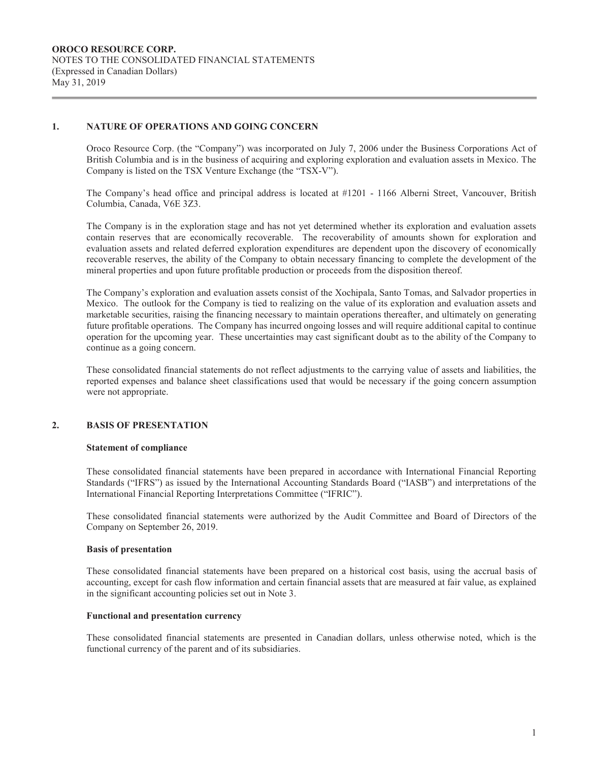## 1. NATURE OF OPERATIONS AND GOING CONCERN

Oroco Resource Corp. (the "Company") was incorporated on July 7, 2006 under the Business Corporations Act of British Columbia and is in the business of acquiring and exploring exploration and evaluation assets in Mexico. The Company is listed on the TSX Venture Exchange (the "TSX-V").

The Company's head office and principal address is located at #1201 - 1166 Alberni Street, Vancouver, British Columbia, Canada, V6E 3Z3.

The Company is in the exploration stage and has not yet determined whether its exploration and evaluation assets contain reserves that are economically recoverable. The recoverability of amounts shown for exploration and evaluation assets and related deferred exploration expenditures are dependent upon the discovery of economically recoverable reserves, the ability of the Company to obtain necessary financing to complete the development of the mineral properties and upon future profitable production or proceeds from the disposition thereof.

The Company's exploration and evaluation assets consist of the Xochipala, Santo Tomas, and Salvador properties in Mexico. The outlook for the Company is tied to realizing on the value of its exploration and evaluation assets and marketable securities, raising the financing necessary to maintain operations thereafter, and ultimately on generating future profitable operations. The Company has incurred ongoing losses and will require additional capital to continue operation for the upcoming year. These uncertainties may cast significant doubt as to the ability of the Company to continue as a going concern.

These consolidated financial statements do not reflect adjustments to the carrying value of assets and liabilities, the reported expenses and balance sheet classifications used that would be necessary if the going concern assumption were not appropriate.

## 2. BASIS OF PRESENTATION

### Statement of compliance

These consolidated financial statements have been prepared in accordance with International Financial Reporting Standards ("IFRS") as issued by the International Accounting Standards Board ("IASB") and interpretations of the International Financial Reporting Interpretations Committee ("IFRIC").

These consolidated financial statements were authorized by the Audit Committee and Board of Directors of the Company on September 26, 2019.

### Basis of presentation

These consolidated financial statements have been prepared on a historical cost basis, using the accrual basis of accounting, except for cash flow information and certain financial assets that are measured at fair value, as explained in the significant accounting policies set out in Note 3.

### Functional and presentation currency

These consolidated financial statements are presented in Canadian dollars, unless otherwise noted, which is the functional currency of the parent and of its subsidiaries.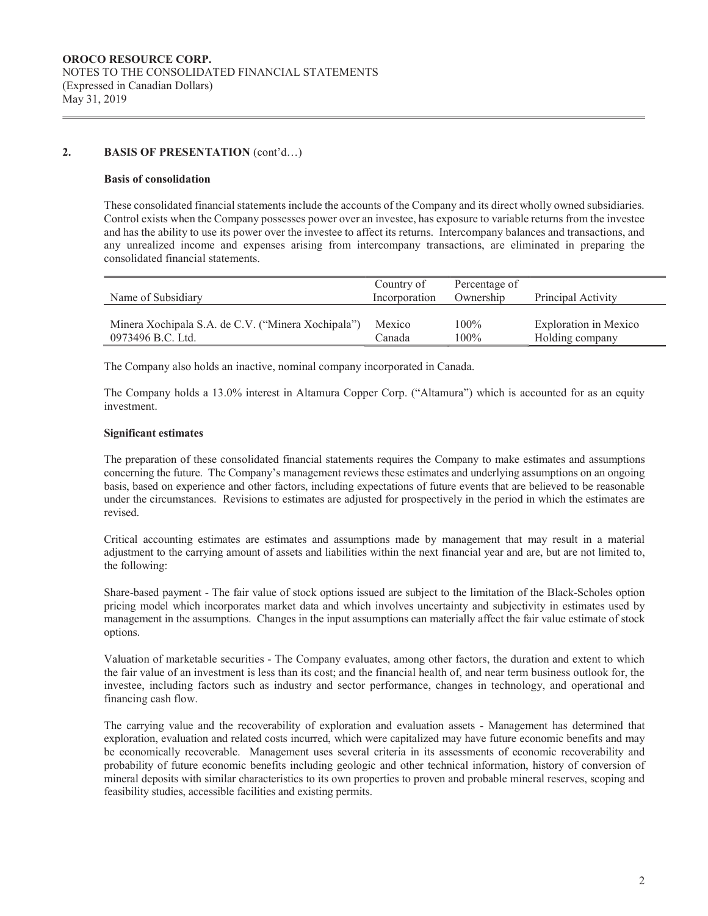## 2. BASIS OF PRESENTATION (cont'd…)

### Basis of consolidation

These consolidated financial statements include the accounts of the Company and its direct wholly owned subsidiaries. Control exists when the Company possesses power over an investee, has exposure to variable returns from the investee and has the ability to use its power over the investee to affect its returns. Intercompany balances and transactions, and any unrealized income and expenses arising from intercompany transactions, are eliminated in preparing the consolidated financial statements.

| Name of Subsidiary | Country of Incorporation | Percentage of Ownership | Principal Activity |
|---|---|---|---|
| Minera Xochipala S.A. de C.V. ("Minera Xochipala") | Mexico | 100% | Exploration in Mexico |
| 0973496 B.C. Ltd. | Canada | 100% | Holding company |

The Company also holds an inactive, nominal company incorporated in Canada.

The Company holds a 13.0% interest in Altamura Copper Corp. ("Altamura") which is accounted for as an equity investment.

### Significant estimates

The preparation of these consolidated financial statements requires the Company to make estimates and assumptions concerning the future. The Company's management reviews these estimates and underlying assumptions on an ongoing basis, based on experience and other factors, including expectations of future events that are believed to be reasonable under the circumstances. Revisions to estimates are adjusted for prospectively in the period in which the estimates are revised.

Critical accounting estimates are estimates and assumptions made by management that may result in a material adjustment to the carrying amount of assets and liabilities within the next financial year and are, but are not limited to, the following:

Share-based payment - The fair value of stock options issued are subject to the limitation of the Black-Scholes option pricing model which incorporates market data and which involves uncertainty and subjectivity in estimates used by management in the assumptions. Changes in the input assumptions can materially affect the fair value estimate of stock options.

Valuation of marketable securities - The Company evaluates, among other factors, the duration and extent to which the fair value of an investment is less than its cost; and the financial health of, and near term business outlook for, the investee, including factors such as industry and sector performance, changes in technology, and operational and financing cash flow.

The carrying value and the recoverability of exploration and evaluation assets - Management has determined that exploration, evaluation and related costs incurred, which were capitalized may have future economic benefits and may be economically recoverable. Management uses several criteria in its assessments of economic recoverability and probability of future economic benefits including geologic and other technical information, history of conversion of mineral deposits with similar characteristics to its own properties to proven and probable mineral reserves, scoping and feasibility studies, accessible facilities and existing permits.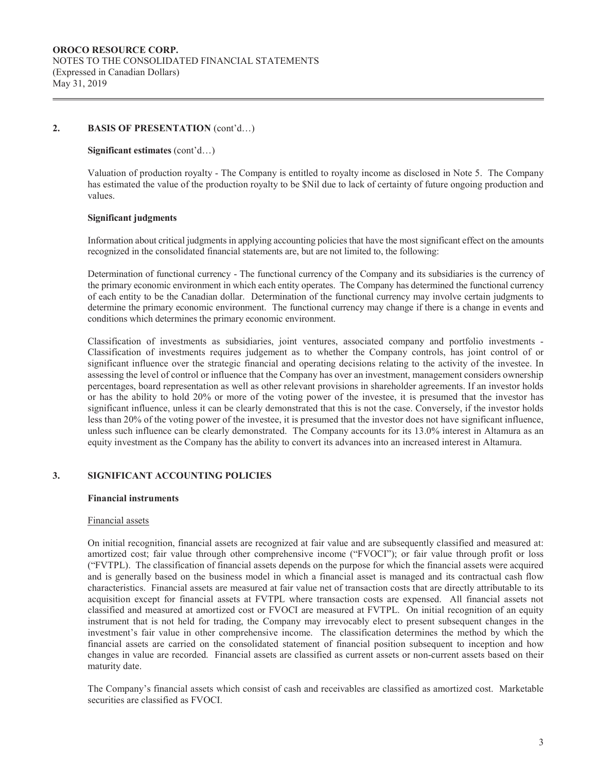## 2. BASIS OF PRESENTATION (cont'd…)

**Significant estimates** (cont'd…)

Valuation of production royalty - The Company is entitled to royalty income as disclosed in Note 5. The Company has estimated the value of the production royalty to be $Nil due to lack of certainty of future ongoing production and values.

**Significant judgments**

Information about critical judgments in applying accounting policies that have the most significant effect on the amounts recognized in the consolidated financial statements are, but are not limited to, the following:

Determination of functional currency - The functional currency of the Company and its subsidiaries is the currency of the primary economic environment in which each entity operates. The Company has determined the functional currency of each entity to be the Canadian dollar. Determination of the functional currency may involve certain judgments to determine the primary economic environment. The functional currency may change if there is a change in events and conditions which determines the primary economic environment.

Classification of investments as subsidiaries, joint ventures, associated company and portfolio investments - Classification of investments requires judgement as to whether the Company controls, has joint control of or significant influence over the strategic financial and operating decisions relating to the activity of the investee. In assessing the level of control or influence that the Company has over an investment, management considers ownership percentages, board representation as well as other relevant provisions in shareholder agreements. If an investor holds or has the ability to hold 20% or more of the voting power of the investee, it is presumed that the investor has significant influence, unless it can be clearly demonstrated that this is not the case. Conversely, if the investor holds less than 20% of the voting power of the investee, it is presumed that the investor does not have significant influence, unless such influence can be clearly demonstrated. The Company accounts for its 13.0% interest in Altamura as an equity investment as the Company has the ability to convert its advances into an increased interest in Altamura.

## 3. SIGNIFICANT ACCOUNTING POLICIES

**Financial instruments**

Financial assets

On initial recognition, financial assets are recognized at fair value and are subsequently classified and measured at: amortized cost; fair value through other comprehensive income ("FVOCI"); or fair value through profit or loss ("FVTPL). The classification of financial assets depends on the purpose for which the financial assets were acquired and is generally based on the business model in which a financial asset is managed and its contractual cash flow characteristics. Financial assets are measured at fair value net of transaction costs that are directly attributable to its acquisition except for financial assets at FVTPL where transaction costs are expensed. All financial assets not classified and measured at amortized cost or FVOCI are measured at FVTPL. On initial recognition of an equity instrument that is not held for trading, the Company may irrevocably elect to present subsequent changes in the investment's fair value in other comprehensive income. The classification determines the method by which the financial assets are carried on the consolidated statement of financial position subsequent to inception and how changes in value are recorded. Financial assets are classified as current assets or non-current assets based on their maturity date.

The Company's financial assets which consist of cash and receivables are classified as amortized cost. Marketable securities are classified as FVOCI.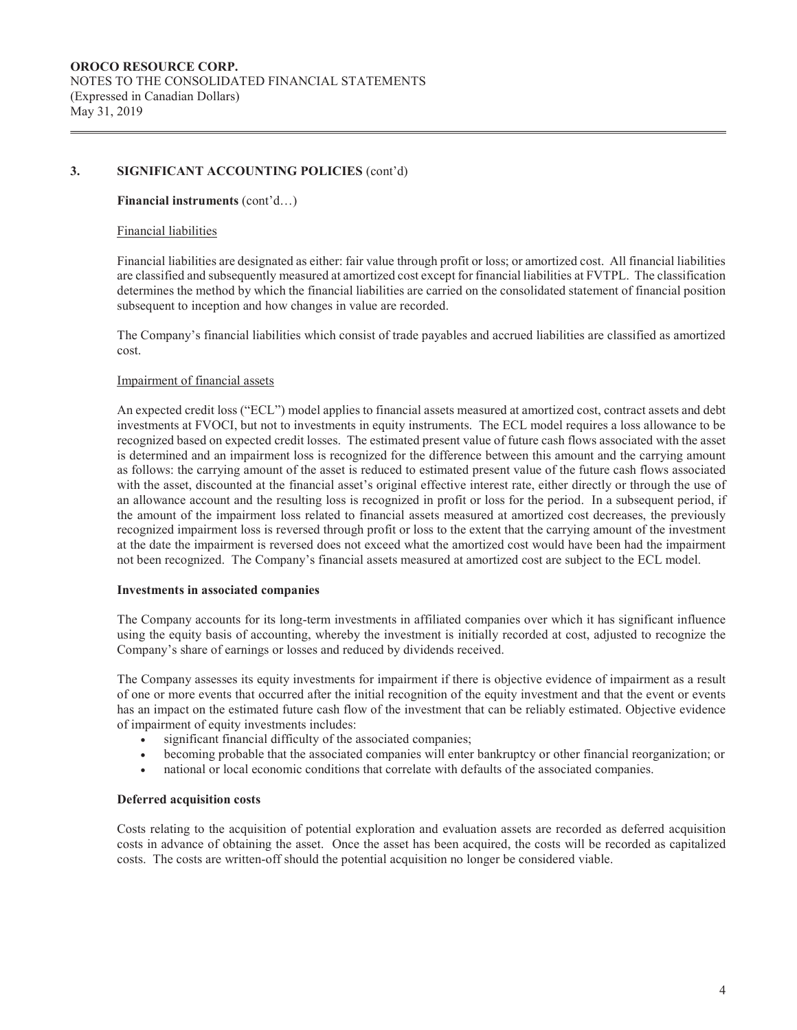## 3. SIGNIFICANT ACCOUNTING POLICIES (cont'd)

**Financial instruments** (cont'd…)

Financial liabilities

Financial liabilities are designated as either: fair value through profit or loss; or amortized cost. All financial liabilities are classified and subsequently measured at amortized cost except for financial liabilities at FVTPL. The classification determines the method by which the financial liabilities are carried on the consolidated statement of financial position subsequent to inception and how changes in value are recorded.

The Company's financial liabilities which consist of trade payables and accrued liabilities are classified as amortized cost.

Impairment of financial assets

An expected credit loss ("ECL") model applies to financial assets measured at amortized cost, contract assets and debt investments at FVOCI, but not to investments in equity instruments. The ECL model requires a loss allowance to be recognized based on expected credit losses. The estimated present value of future cash flows associated with the asset is determined and an impairment loss is recognized for the difference between this amount and the carrying amount as follows: the carrying amount of the asset is reduced to estimated present value of the future cash flows associated with the asset, discounted at the financial asset's original effective interest rate, either directly or through the use of an allowance account and the resulting loss is recognized in profit or loss for the period. In a subsequent period, if the amount of the impairment loss related to financial assets measured at amortized cost decreases, the previously recognized impairment loss is reversed through profit or loss to the extent that the carrying amount of the investment at the date the impairment is reversed does not exceed what the amortized cost would have been had the impairment not been recognized. The Company's financial assets measured at amortized cost are subject to the ECL model.

**Investments in associated companies**

The Company accounts for its long-term investments in affiliated companies over which it has significant influence using the equity basis of accounting, whereby the investment is initially recorded at cost, adjusted to recognize the Company's share of earnings or losses and reduced by dividends received.

The Company assesses its equity investments for impairment if there is objective evidence of impairment as a result of one or more events that occurred after the initial recognition of the equity investment and that the event or events has an impact on the estimated future cash flow of the investment that can be reliably estimated. Objective evidence of impairment of equity investments includes:

- significant financial difficulty of the associated companies;
- becoming probable that the associated companies will enter bankruptcy or other financial reorganization; or
- national or local economic conditions that correlate with defaults of the associated companies.

**Deferred acquisition costs**

Costs relating to the acquisition of potential exploration and evaluation assets are recorded as deferred acquisition costs in advance of obtaining the asset. Once the asset has been acquired, the costs will be recorded as capitalized costs. The costs are written-off should the potential acquisition no longer be considered viable.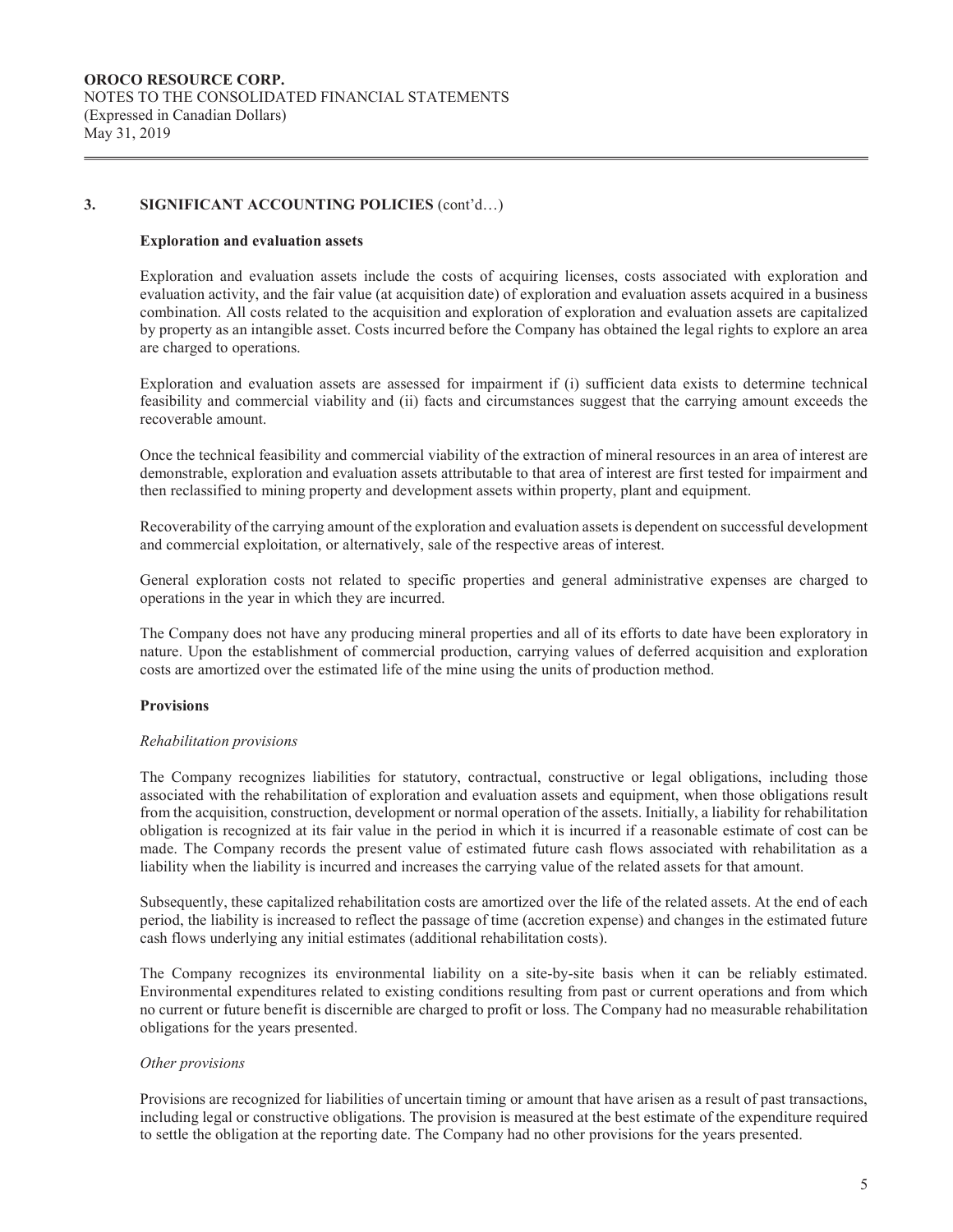## 3. SIGNIFICANT ACCOUNTING POLICIES (cont'd…)

### Exploration and evaluation assets

Exploration and evaluation assets include the costs of acquiring licenses, costs associated with exploration and evaluation activity, and the fair value (at acquisition date) of exploration and evaluation assets acquired in a business combination. All costs related to the acquisition and exploration of exploration and evaluation assets are capitalized by property as an intangible asset. Costs incurred before the Company has obtained the legal rights to explore an area are charged to operations.

Exploration and evaluation assets are assessed for impairment if (i) sufficient data exists to determine technical feasibility and commercial viability and (ii) facts and circumstances suggest that the carrying amount exceeds the recoverable amount.

Once the technical feasibility and commercial viability of the extraction of mineral resources in an area of interest are demonstrable, exploration and evaluation assets attributable to that area of interest are first tested for impairment and then reclassified to mining property and development assets within property, plant and equipment.

Recoverability of the carrying amount of the exploration and evaluation assets is dependent on successful development and commercial exploitation, or alternatively, sale of the respective areas of interest.

General exploration costs not related to specific properties and general administrative expenses are charged to operations in the year in which they are incurred.

The Company does not have any producing mineral properties and all of its efforts to date have been exploratory in nature. Upon the establishment of commercial production, carrying values of deferred acquisition and exploration costs are amortized over the estimated life of the mine using the units of production method.

### Provisions

*Rehabilitation provisions*

The Company recognizes liabilities for statutory, contractual, constructive or legal obligations, including those associated with the rehabilitation of exploration and evaluation assets and equipment, when those obligations result from the acquisition, construction, development or normal operation of the assets. Initially, a liability for rehabilitation obligation is recognized at its fair value in the period in which it is incurred if a reasonable estimate of cost can be made. The Company records the present value of estimated future cash flows associated with rehabilitation as a liability when the liability is incurred and increases the carrying value of the related assets for that amount.

Subsequently, these capitalized rehabilitation costs are amortized over the life of the related assets. At the end of each period, the liability is increased to reflect the passage of time (accretion expense) and changes in the estimated future cash flows underlying any initial estimates (additional rehabilitation costs).

The Company recognizes its environmental liability on a site-by-site basis when it can be reliably estimated. Environmental expenditures related to existing conditions resulting from past or current operations and from which no current or future benefit is discernible are charged to profit or loss. The Company had no measurable rehabilitation obligations for the years presented.

*Other provisions*

Provisions are recognized for liabilities of uncertain timing or amount that have arisen as a result of past transactions, including legal or constructive obligations. The provision is measured at the best estimate of the expenditure required to settle the obligation at the reporting date. The Company had no other provisions for the years presented.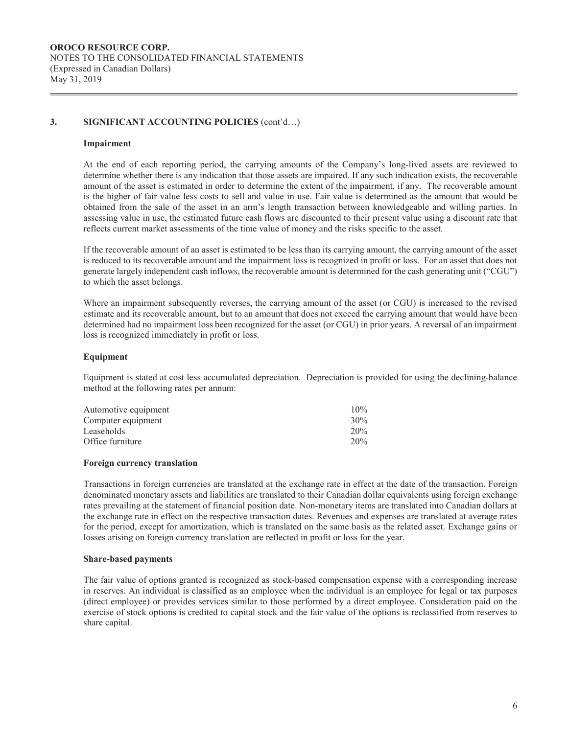## 3. SIGNIFICANT ACCOUNTING POLICIES (cont'd…)

### Impairment

At the end of each reporting period, the carrying amounts of the Company's long-lived assets are reviewed to determine whether there is any indication that those assets are impaired. If any such indication exists, the recoverable amount of the asset is estimated in order to determine the extent of the impairment, if any. The recoverable amount is the higher of fair value less costs to sell and value in use. Fair value is determined as the amount that would be obtained from the sale of the asset in an arm's length transaction between knowledgeable and willing parties. In assessing value in use, the estimated future cash flows are discounted to their present value using a discount rate that reflects current market assessments of the time value of money and the risks specific to the asset.

If the recoverable amount of an asset is estimated to be less than its carrying amount, the carrying amount of the asset is reduced to its recoverable amount and the impairment loss is recognized in profit or loss. For an asset that does not generate largely independent cash inflows, the recoverable amount is determined for the cash generating unit ("CGU") to which the asset belongs.

Where an impairment subsequently reverses, the carrying amount of the asset (or CGU) is increased to the revised estimate and its recoverable amount, but to an amount that does not exceed the carrying amount that would have been determined had no impairment loss been recognized for the asset (or CGU) in prior years. A reversal of an impairment loss is recognized immediately in profit or loss.

### Equipment

Equipment is stated at cost less accumulated depreciation. Depreciation is provided for using the declining-balance method at the following rates per annum:

| | |
|---|---|
| Automotive equipment | 10% |
| Computer equipment | 30% |
| Leaseholds | 20% |
| Office furniture | 20% |

### Foreign currency translation

Transactions in foreign currencies are translated at the exchange rate in effect at the date of the transaction. Foreign denominated monetary assets and liabilities are translated to their Canadian dollar equivalents using foreign exchange rates prevailing at the statement of financial position date. Non-monetary items are translated into Canadian dollars at the exchange rate in effect on the respective transaction dates. Revenues and expenses are translated at average rates for the period, except for amortization, which is translated on the same basis as the related asset. Exchange gains or losses arising on foreign currency translation are reflected in profit or loss for the year.

### Share-based payments

The fair value of options granted is recognized as stock-based compensation expense with a corresponding increase in reserves. An individual is classified as an employee when the individual is an employee for legal or tax purposes (direct employee) or provides services similar to those performed by a direct employee. Consideration paid on the exercise of stock options is credited to capital stock and the fair value of the options is reclassified from reserves to share capital.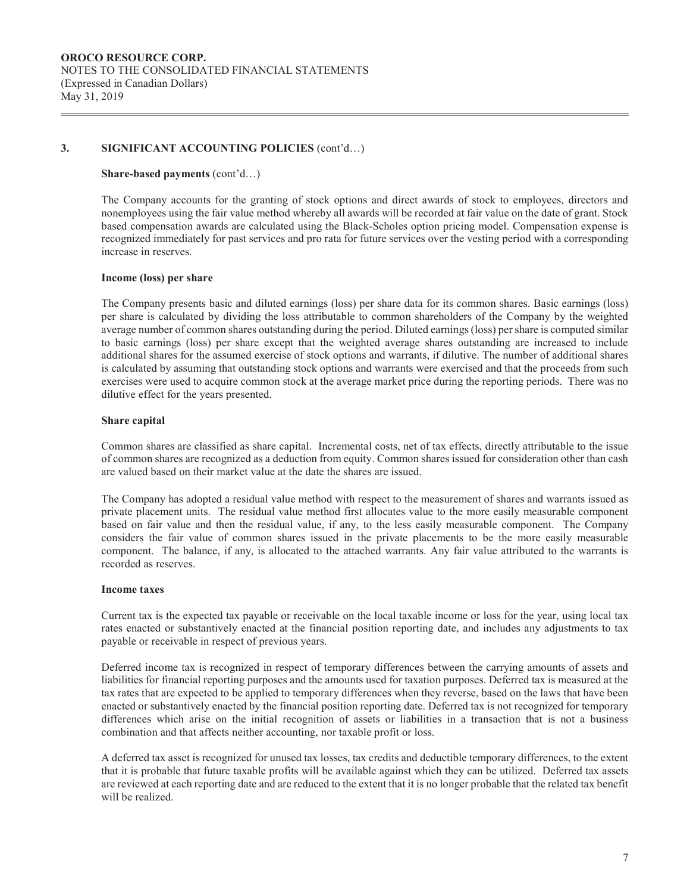## 3. SIGNIFICANT ACCOUNTING POLICIES (cont'd…)

**Share-based payments** (cont'd…)

The Company accounts for the granting of stock options and direct awards of stock to employees, directors and nonemployees using the fair value method whereby all awards will be recorded at fair value on the date of grant. Stock based compensation awards are calculated using the Black-Scholes option pricing model. Compensation expense is recognized immediately for past services and pro rata for future services over the vesting period with a corresponding increase in reserves.

**Income (loss) per share**

The Company presents basic and diluted earnings (loss) per share data for its common shares. Basic earnings (loss) per share is calculated by dividing the loss attributable to common shareholders of the Company by the weighted average number of common shares outstanding during the period. Diluted earnings (loss) per share is computed similar to basic earnings (loss) per share except that the weighted average shares outstanding are increased to include additional shares for the assumed exercise of stock options and warrants, if dilutive. The number of additional shares is calculated by assuming that outstanding stock options and warrants were exercised and that the proceeds from such exercises were used to acquire common stock at the average market price during the reporting periods. There was no dilutive effect for the years presented.

**Share capital**

Common shares are classified as share capital. Incremental costs, net of tax effects, directly attributable to the issue of common shares are recognized as a deduction from equity. Common shares issued for consideration other than cash are valued based on their market value at the date the shares are issued.

The Company has adopted a residual value method with respect to the measurement of shares and warrants issued as private placement units. The residual value method first allocates value to the more easily measurable component based on fair value and then the residual value, if any, to the less easily measurable component. The Company considers the fair value of common shares issued in the private placements to be the more easily measurable component. The balance, if any, is allocated to the attached warrants. Any fair value attributed to the warrants is recorded as reserves.

**Income taxes**

Current tax is the expected tax payable or receivable on the local taxable income or loss for the year, using local tax rates enacted or substantively enacted at the financial position reporting date, and includes any adjustments to tax payable or receivable in respect of previous years.

Deferred income tax is recognized in respect of temporary differences between the carrying amounts of assets and liabilities for financial reporting purposes and the amounts used for taxation purposes. Deferred tax is measured at the tax rates that are expected to be applied to temporary differences when they reverse, based on the laws that have been enacted or substantively enacted by the financial position reporting date. Deferred tax is not recognized for temporary differences which arise on the initial recognition of assets or liabilities in a transaction that is not a business combination and that affects neither accounting, nor taxable profit or loss.

A deferred tax asset is recognized for unused tax losses, tax credits and deductible temporary differences, to the extent that it is probable that future taxable profits will be available against which they can be utilized. Deferred tax assets are reviewed at each reporting date and are reduced to the extent that it is no longer probable that the related tax benefit will be realized.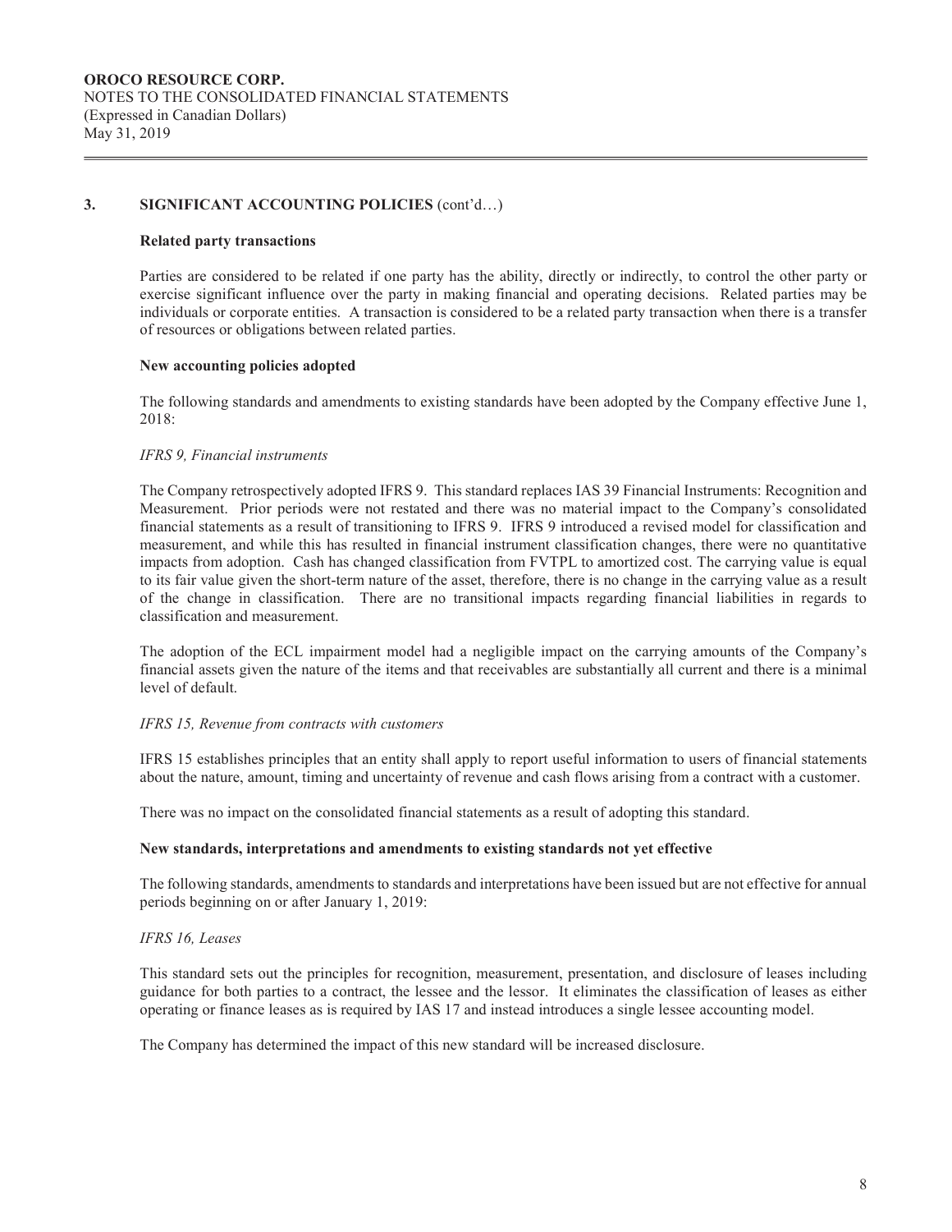## 3. SIGNIFICANT ACCOUNTING POLICIES (cont'd…)

### Related party transactions

Parties are considered to be related if one party has the ability, directly or indirectly, to control the other party or exercise significant influence over the party in making financial and operating decisions. Related parties may be individuals or corporate entities. A transaction is considered to be a related party transaction when there is a transfer of resources or obligations between related parties.

### New accounting policies adopted

The following standards and amendments to existing standards have been adopted by the Company effective June 1, 2018:

*IFRS 9, Financial instruments*

The Company retrospectively adopted IFRS 9. This standard replaces IAS 39 Financial Instruments: Recognition and Measurement. Prior periods were not restated and there was no material impact to the Company's consolidated financial statements as a result of transitioning to IFRS 9. IFRS 9 introduced a revised model for classification and measurement, and while this has resulted in financial instrument classification changes, there were no quantitative impacts from adoption. Cash has changed classification from FVTPL to amortized cost. The carrying value is equal to its fair value given the short-term nature of the asset, therefore, there is no change in the carrying value as a result of the change in classification. There are no transitional impacts regarding financial liabilities in regards to classification and measurement.

The adoption of the ECL impairment model had a negligible impact on the carrying amounts of the Company's financial assets given the nature of the items and that receivables are substantially all current and there is a minimal level of default.

*IFRS 15, Revenue from contracts with customers*

IFRS 15 establishes principles that an entity shall apply to report useful information to users of financial statements about the nature, amount, timing and uncertainty of revenue and cash flows arising from a contract with a customer.

There was no impact on the consolidated financial statements as a result of adopting this standard.

### New standards, interpretations and amendments to existing standards not yet effective

The following standards, amendments to standards and interpretations have been issued but are not effective for annual periods beginning on or after January 1, 2019:

*IFRS 16, Leases*

This standard sets out the principles for recognition, measurement, presentation, and disclosure of leases including guidance for both parties to a contract, the lessee and the lessor. It eliminates the classification of leases as either operating or finance leases as is required by IAS 17 and instead introduces a single lessee accounting model.

The Company has determined the impact of this new standard will be increased disclosure.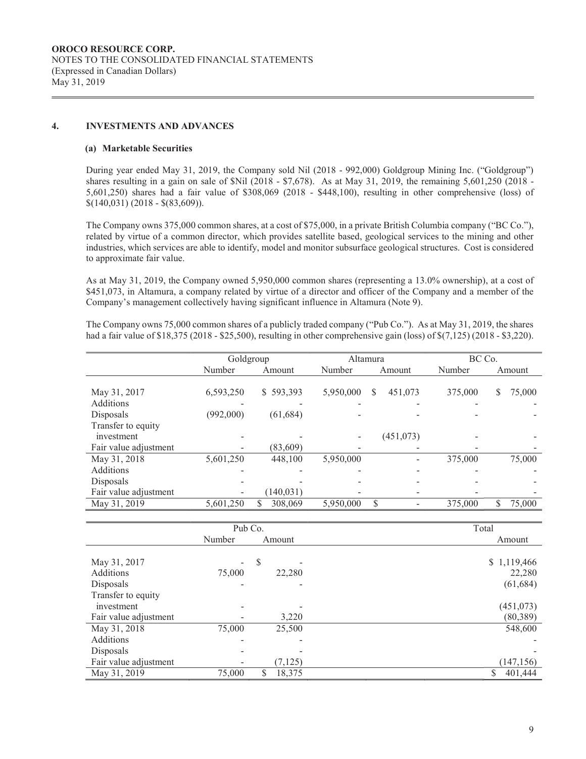## 4. INVESTMENTS AND ADVANCES

### (a) Marketable Securities

During year ended May 31, 2019, the Company sold Nil (2018 - 992,000) Goldgroup Mining Inc. ("Goldgroup") shares resulting in a gain on sale of $Nil (2018 - $7,678). As at May 31, 2019, the remaining 5,601,250 (2018 - 5,601,250) shares had a fair value of $308,069 (2018 - $448,100), resulting in other comprehensive (loss) of $(140,031) (2018 - $(83,609)).

The Company owns 375,000 common shares, at a cost of $75,000, in a private British Columbia company ("BC Co."), related by virtue of a common director, which provides satellite based, geological services to the mining and other industries, which services are able to identify, model and monitor subsurface geological structures. Cost is considered to approximate fair value.

As at May 31, 2019, the Company owned 5,950,000 common shares (representing a 13.0% ownership), at a cost of $451,073, in Altamura, a company related by virtue of a director and officer of the Company and a member of the Company's management collectively having significant influence in Altamura (Note 9).

The Company owns 75,000 common shares of a publicly traded company ("Pub Co."). As at May 31, 2019, the shares had a fair value of $18,375 (2018 - $25,500), resulting in other comprehensive gain (loss) of $(7,125) (2018 - $3,220).

| | Goldgroup | | Altamura | | BC Co. | |
|---|---|---|---|---|---|---|
| | Number | Amount | Number | Amount | Number | Amount |
| May 31, 2017 | 6,593,250 | $ 593,393 | 5,950,000 | $ 451,073 | 375,000 | $ 75,000 |
| Additions | - | - | - | - | - | - |
| Disposals | (992,000) | (61,684) | - | - | - | - |
| Transfer to equity investment | - | - | - | (451,073) | - | - |
| Fair value adjustment | - | (83,609) | - | - | - | - |
| May 31, 2018 | 5,601,250 | 448,100 | 5,950,000 | - | 375,000 | 75,000 |
| Additions | - | - | - | - | - | - |
| Disposals | - | - | - | - | - | - |
| Fair value adjustment | - | (140,031) | - | - | - | - |
| May 31, 2019 | 5,601,250 | $ 308,069 | 5,950,000 | $ - | 375,000 | $ 75,000 |

| | Pub Co. | | Total |
|---|---|---|---|
| | Number | Amount | Amount |
| May 31, 2017 | - | $ - | $ 1,119,466 |
| Additions | 75,000 | 22,280 | 22,280 |
| Disposals | - | - | (61,684) |
| Transfer to equity investment | - | - | (451,073) |
| Fair value adjustment | - | 3,220 | (80,389) |
| May 31, 2018 | 75,000 | 25,500 | 548,600 |
| Additions | - | - | - |
| Disposals | - | - | - |
| Fair value adjustment | - | (7,125) | (147,156) |
| May 31, 2019 | 75,000 | $ 18,375 | $ 401,444 |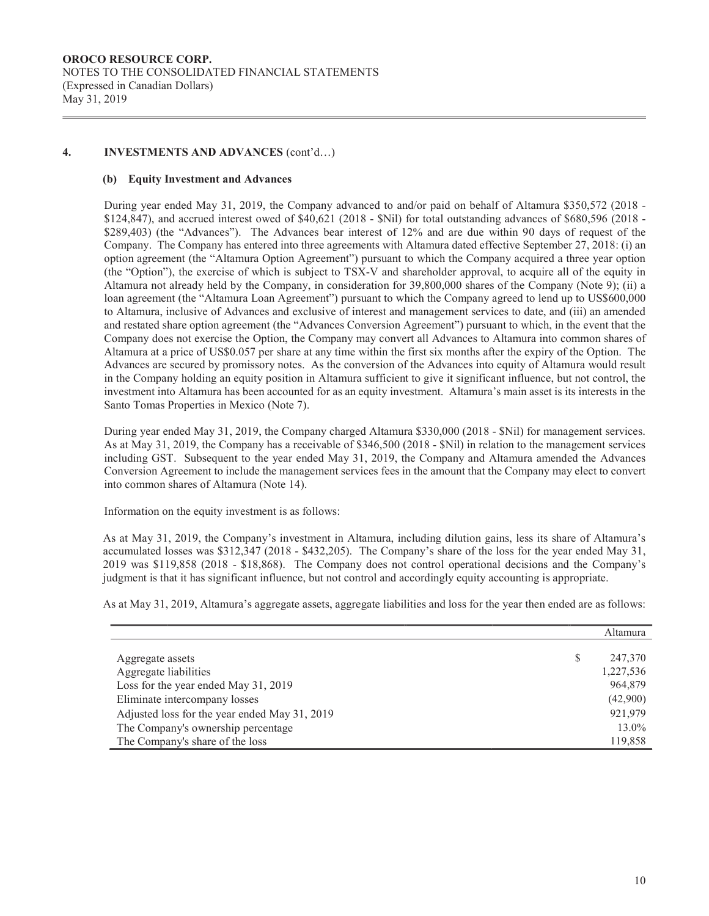## 4. INVESTMENTS AND ADVANCES (cont'd…)

### (b) Equity Investment and Advances

During year ended May 31, 2019, the Company advanced to and/or paid on behalf of Altamura $350,572 (2018 - $124,847), and accrued interest owed of $40,621 (2018 - $Nil) for total outstanding advances of $680,596 (2018 - $289,403) (the "Advances"). The Advances bear interest of 12% and are due within 90 days of request of the Company. The Company has entered into three agreements with Altamura dated effective September 27, 2018: (i) an option agreement (the "Altamura Option Agreement") pursuant to which the Company acquired a three year option (the "Option"), the exercise of which is subject to TSX-V and shareholder approval, to acquire all of the equity in Altamura not already held by the Company, in consideration for 39,800,000 shares of the Company (Note 9); (ii) a loan agreement (the "Altamura Loan Agreement") pursuant to which the Company agreed to lend up to US$600,000 to Altamura, inclusive of Advances and exclusive of interest and management services to date, and (iii) an amended and restated share option agreement (the "Advances Conversion Agreement") pursuant to which, in the event that the Company does not exercise the Option, the Company may convert all Advances to Altamura into common shares of Altamura at a price of US$0.057 per share at any time within the first six months after the expiry of the Option. The Advances are secured by promissory notes. As the conversion of the Advances into equity of Altamura would result in the Company holding an equity position in Altamura sufficient to give it significant influence, but not control, the investment into Altamura has been accounted for as an equity investment. Altamura's main asset is its interests in the Santo Tomas Properties in Mexico (Note 7).

During year ended May 31, 2019, the Company charged Altamura $330,000 (2018 - $Nil) for management services. As at May 31, 2019, the Company has a receivable of $346,500 (2018 - $Nil) in relation to the management services including GST. Subsequent to the year ended May 31, 2019, the Company and Altamura amended the Advances Conversion Agreement to include the management services fees in the amount that the Company may elect to convert into common shares of Altamura (Note 14).

Information on the equity investment is as follows:

As at May 31, 2019, the Company's investment in Altamura, including dilution gains, less its share of Altamura's accumulated losses was $312,347 (2018 - $432,205). The Company's share of the loss for the year ended May 31, 2019 was $119,858 (2018 - $18,868). The Company does not control operational decisions and the Company's judgment is that it has significant influence, but not control and accordingly equity accounting is appropriate.

As at May 31, 2019, Altamura's aggregate assets, aggregate liabilities and loss for the year then ended are as follows:

| | Altamura |
|---|---|
| Aggregate assets | $ 247,370 |
| Aggregate liabilities | 1,227,536 |
| Loss for the year ended May 31, 2019 | 964,879 |
| Eliminate intercompany losses | (42,900) |
| Adjusted loss for the year ended May 31, 2019 | 921,979 |
| The Company's ownership percentage | 13.0% |
| The Company's share of the loss | 119,858 |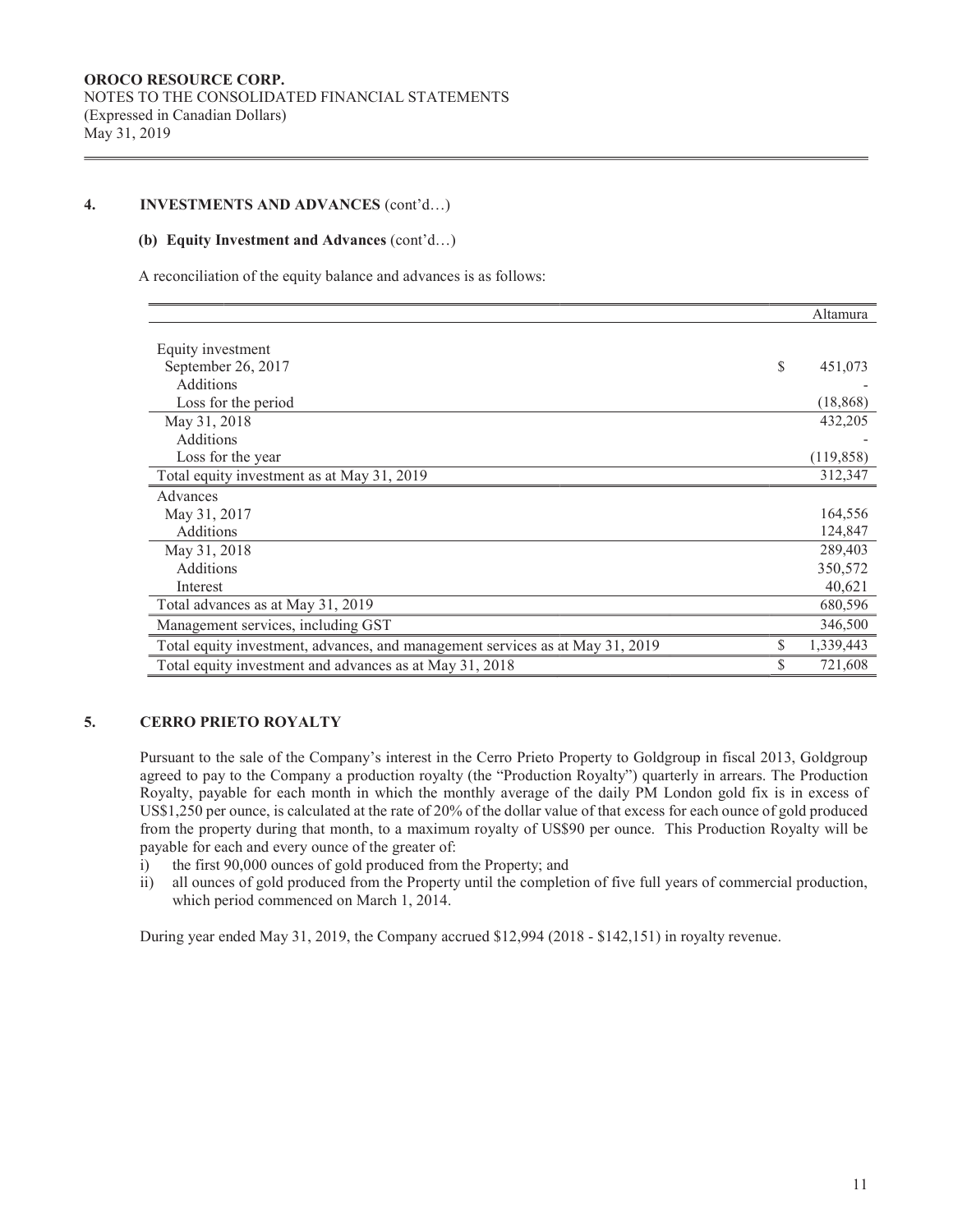**OROCO RESOURCE CORP.**
NOTES TO THE CONSOLIDATED FINANCIAL STATEMENTS
(Expressed in Canadian Dollars)
May 31, 2019

## 4. INVESTMENTS AND ADVANCES (cont'd…)

### (b) Equity Investment and Advances (cont'd…)

A reconciliation of the equity balance and advances is as follows:

| | Altamura |
|---|---|
| Equity investment | |
| September 26, 2017 | $ 451,073 |
| Additions | - |
| Loss for the period | (18,868) |
| May 31, 2018 | 432,205 |
| Additions | - |
| Loss for the year | (119,858) |
| Total equity investment as at May 31, 2019 | 312,347 |
| Advances | |
| May 31, 2017 | 164,556 |
| Additions | 124,847 |
| May 31, 2018 | 289,403 |
| Additions | 350,572 |
| Interest | 40,621 |
| Total advances as at May 31, 2019 | 680,596 |
| Management services, including GST | 346,500 |
| Total equity investment, advances, and management services as at May 31, 2019 | $ 1,339,443 |
| Total equity investment and advances as at May 31, 2018 | $ 721,608 |

## 5. CERRO PRIETO ROYALTY

Pursuant to the sale of the Company's interest in the Cerro Prieto Property to Goldgroup in fiscal 2013, Goldgroup agreed to pay to the Company a production royalty (the "Production Royalty") quarterly in arrears. The Production Royalty, payable for each month in which the monthly average of the daily PM London gold fix is in excess of US$1,250 per ounce, is calculated at the rate of 20% of the dollar value of that excess for each ounce of gold produced from the property during that month, to a maximum royalty of US$90 per ounce. This Production Royalty will be payable for each and every ounce of the greater of:

i) the first 90,000 ounces of gold produced from the Property; and
ii) all ounces of gold produced from the Property until the completion of five full years of commercial production, which period commenced on March 1, 2014.

During year ended May 31, 2019, the Company accrued $12,994 (2018 - $142,151) in royalty revenue.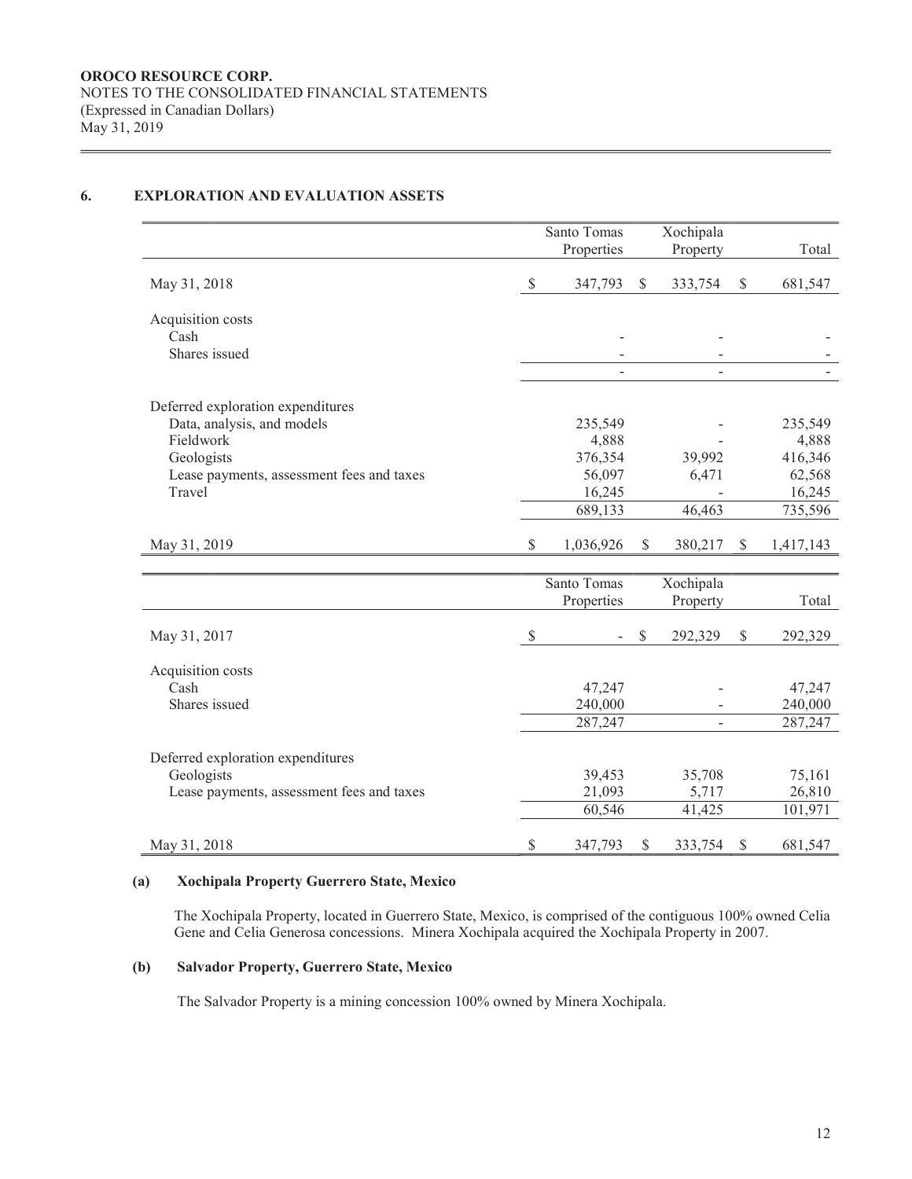## 6. EXPLORATION AND EVALUATION ASSETS

| | Santo Tomas Properties | Xochipala Property | Total |
|---|---|---|---|
| May 31, 2018 | $ 347,793 | $ 333,754 | $ 681,547 |
| Acquisition costs | | | |
| Cash | - | - | - |
| Shares issued | - | - | - |
| | - | - | - |
| Deferred exploration expenditures | | | |
| Data, analysis, and models | 235,549 | - | 235,549 |
| Fieldwork | 4,888 | - | 4,888 |
| Geologists | 376,354 | 39,992 | 416,346 |
| Lease payments, assessment fees and taxes | 56,097 | 6,471 | 62,568 |
| Travel | 16,245 | - | 16,245 |
| | 689,133 | 46,463 | 735,596 |
| May 31, 2019 | $ 1,036,926 | $ 380,217 | $ 1,417,143 |

| | Santo Tomas Properties | Xochipala Property | Total |
|---|---|---|---|
| May 31, 2017 | $ - | $ 292,329 | $ 292,329 |
| Acquisition costs | | | |
| Cash | 47,247 | - | 47,247 |
| Shares issued | 240,000 | - | 240,000 |
| | 287,247 | - | 287,247 |
| Deferred exploration expenditures | | | |
| Geologists | 39,453 | 35,708 | 75,161 |
| Lease payments, assessment fees and taxes | 21,093 | 5,717 | 26,810 |
| | 60,546 | 41,425 | 101,971 |
| May 31, 2018 | $ 347,793 | $ 333,754 | $ 681,547 |

### (a) Xochipala Property Guerrero State, Mexico

The Xochipala Property, located in Guerrero State, Mexico, is comprised of the contiguous 100% owned Celia Gene and Celia Generosa concessions. Minera Xochipala acquired the Xochipala Property in 2007.

### (b) Salvador Property, Guerrero State, Mexico

The Salvador Property is a mining concession 100% owned by Minera Xochipala.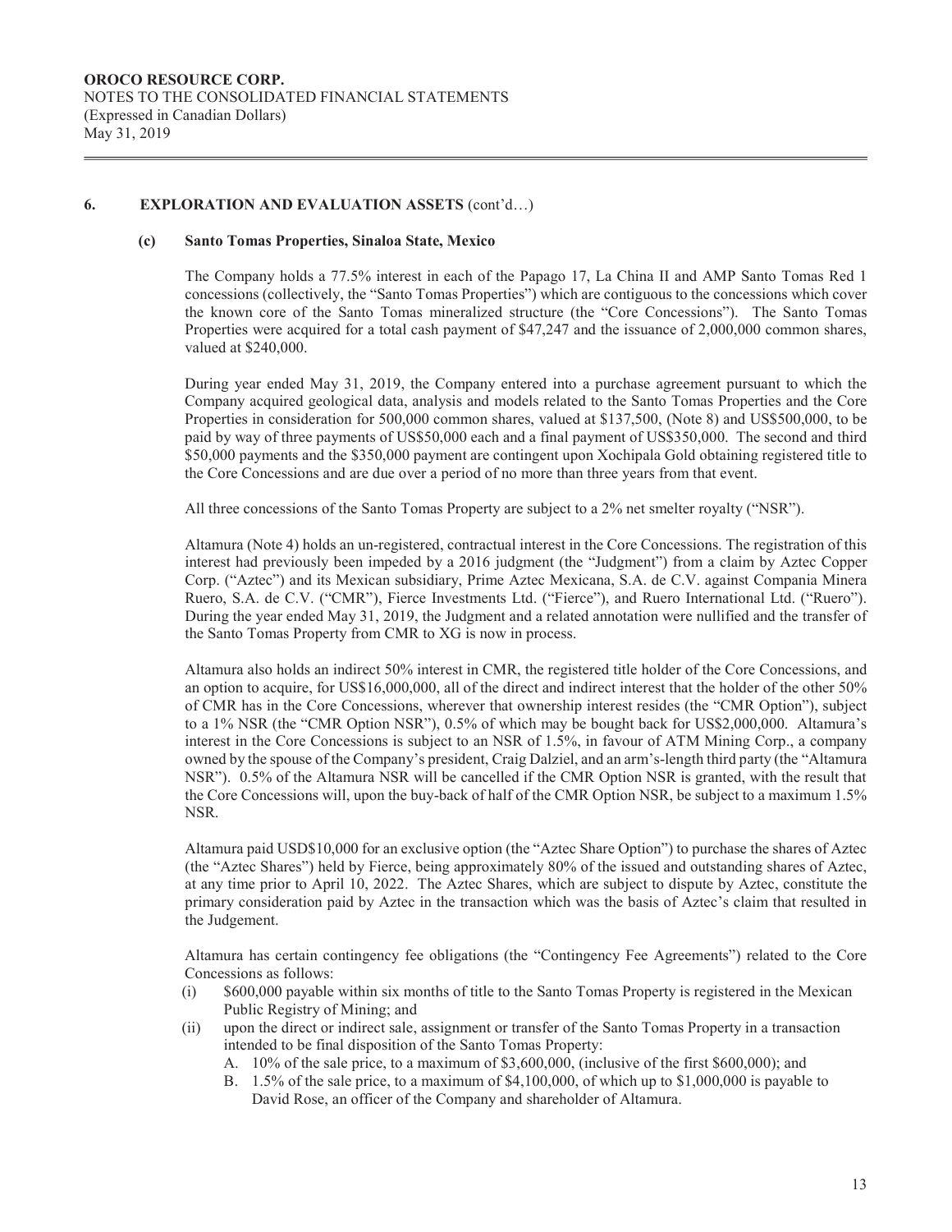## 6. EXPLORATION AND EVALUATION ASSETS (cont'd…)

### (c) Santo Tomas Properties, Sinaloa State, Mexico

The Company holds a 77.5% interest in each of the Papago 17, La China II and AMP Santo Tomas Red 1 concessions (collectively, the "Santo Tomas Properties") which are contiguous to the concessions which cover the known core of the Santo Tomas mineralized structure (the "Core Concessions"). The Santo Tomas Properties were acquired for a total cash payment of $47,247 and the issuance of 2,000,000 common shares, valued at $240,000.

During year ended May 31, 2019, the Company entered into a purchase agreement pursuant to which the Company acquired geological data, analysis and models related to the Santo Tomas Properties and the Core Properties in consideration for 500,000 common shares, valued at $137,500, (Note 8) and US$500,000, to be paid by way of three payments of US$50,000 each and a final payment of US$350,000. The second and third $50,000 payments and the $350,000 payment are contingent upon Xochipala Gold obtaining registered title to the Core Concessions and are due over a period of no more than three years from that event.

All three concessions of the Santo Tomas Property are subject to a 2% net smelter royalty ("NSR").

Altamura (Note 4) holds an un-registered, contractual interest in the Core Concessions. The registration of this interest had previously been impeded by a 2016 judgment (the "Judgment") from a claim by Aztec Copper Corp. ("Aztec") and its Mexican subsidiary, Prime Aztec Mexicana, S.A. de C.V. against Compania Minera Ruero, S.A. de C.V. ("CMR"), Fierce Investments Ltd. ("Fierce"), and Ruero International Ltd. ("Ruero"). During the year ended May 31, 2019, the Judgment and a related annotation were nullified and the transfer of the Santo Tomas Property from CMR to XG is now in process.

Altamura also holds an indirect 50% interest in CMR, the registered title holder of the Core Concessions, and an option to acquire, for US$16,000,000, all of the direct and indirect interest that the holder of the other 50% of CMR has in the Core Concessions, wherever that ownership interest resides (the "CMR Option"), subject to a 1% NSR (the "CMR Option NSR"), 0.5% of which may be bought back for US$2,000,000. Altamura's interest in the Core Concessions is subject to an NSR of 1.5%, in favour of ATM Mining Corp., a company owned by the spouse of the Company's president, Craig Dalziel, and an arm's-length third party (the "Altamura NSR"). 0.5% of the Altamura NSR will be cancelled if the CMR Option NSR is granted, with the result that the Core Concessions will, upon the buy-back of half of the CMR Option NSR, be subject to a maximum 1.5% NSR.

Altamura paid USD$10,000 for an exclusive option (the "Aztec Share Option") to purchase the shares of Aztec (the "Aztec Shares") held by Fierce, being approximately 80% of the issued and outstanding shares of Aztec, at any time prior to April 10, 2022. The Aztec Shares, which are subject to dispute by Aztec, constitute the primary consideration paid by Aztec in the transaction which was the basis of Aztec's claim that resulted in the Judgement.

Altamura has certain contingency fee obligations (the "Contingency Fee Agreements") related to the Core Concessions as follows:

(i) $600,000 payable within six months of title to the Santo Tomas Property is registered in the Mexican Public Registry of Mining; and
(ii) upon the direct or indirect sale, assignment or transfer of the Santo Tomas Property in a transaction intended to be final disposition of the Santo Tomas Property:
   A. 10% of the sale price, to a maximum of $3,600,000, (inclusive of the first $600,000); and
   B. 1.5% of the sale price, to a maximum of $4,100,000, of which up to $1,000,000 is payable to David Rose, an officer of the Company and shareholder of Altamura.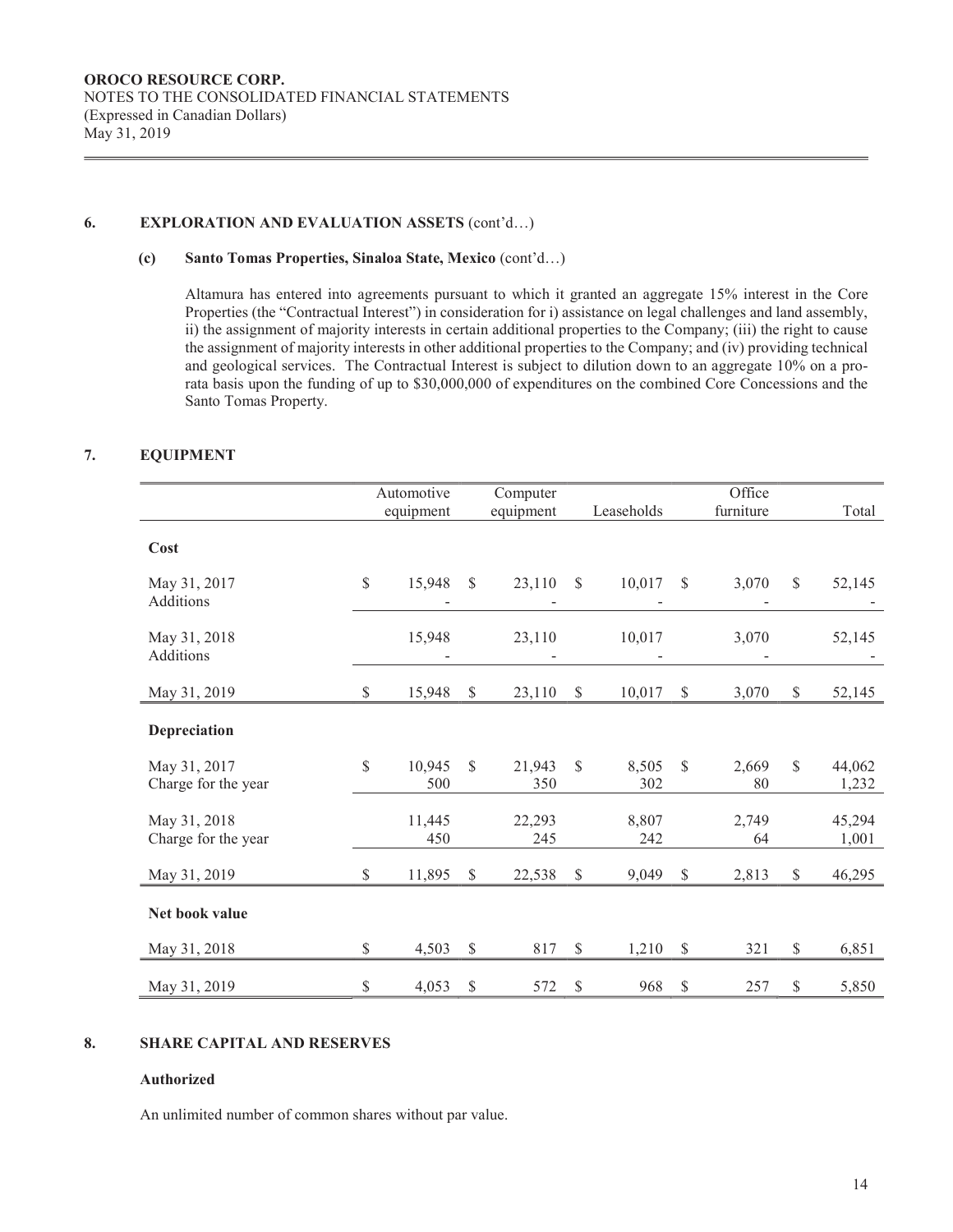## 6. EXPLORATION AND EVALUATION ASSETS (cont'd…)

### (c) Santo Tomas Properties, Sinaloa State, Mexico (cont'd…)

Altamura has entered into agreements pursuant to which it granted an aggregate 15% interest in the Core Properties (the "Contractual Interest") in consideration for i) assistance on legal challenges and land assembly, ii) the assignment of majority interests in certain additional properties to the Company; (iii) the right to cause the assignment of majority interests in other additional properties to the Company; and (iv) providing technical and geological services. The Contractual Interest is subject to dilution down to an aggregate 10% on a pro-rata basis upon the funding of up to $30,000,000 of expenditures on the combined Core Concessions and the Santo Tomas Property.

## 7. EQUIPMENT

| | Automotive equipment | Computer equipment | Leaseholds | Office furniture | Total |
|---|---|---|---|---|---|
| **Cost** | | | | | |
| May 31, 2017 | $ 15,948 | $ 23,110 | $ 10,017 | $ 3,070 | $ 52,145 |
| Additions | - | - | - | - | - |
| May 31, 2018 | 15,948 | 23,110 | 10,017 | 3,070 | 52,145 |
| Additions | - | - | - | - | - |
| May 31, 2019 | $ 15,948 | $ 23,110 | $ 10,017 | $ 3,070 | $ 52,145 |
| **Depreciation** | | | | | |
| May 31, 2017 | $ 10,945 | $ 21,943 | $ 8,505 | $ 2,669 | $ 44,062 |
| Charge for the year | 500 | 350 | 302 | 80 | 1,232 |
| May 31, 2018 | 11,445 | 22,293 | 8,807 | 2,749 | 45,294 |
| Charge for the year | 450 | 245 | 242 | 64 | 1,001 |
| May 31, 2019 | $ 11,895 | $ 22,538 | $ 9,049 | $ 2,813 | $ 46,295 |
| **Net book value** | | | | | |
| May 31, 2018 | $ 4,503 | $ 817 | $ 1,210 | $ 321 | $ 6,851 |
| May 31, 2019 | $ 4,053 | $ 572 | $ 968 | $ 257 | $ 5,850 |

## 8. SHARE CAPITAL AND RESERVES

**Authorized**

An unlimited number of common shares without par value.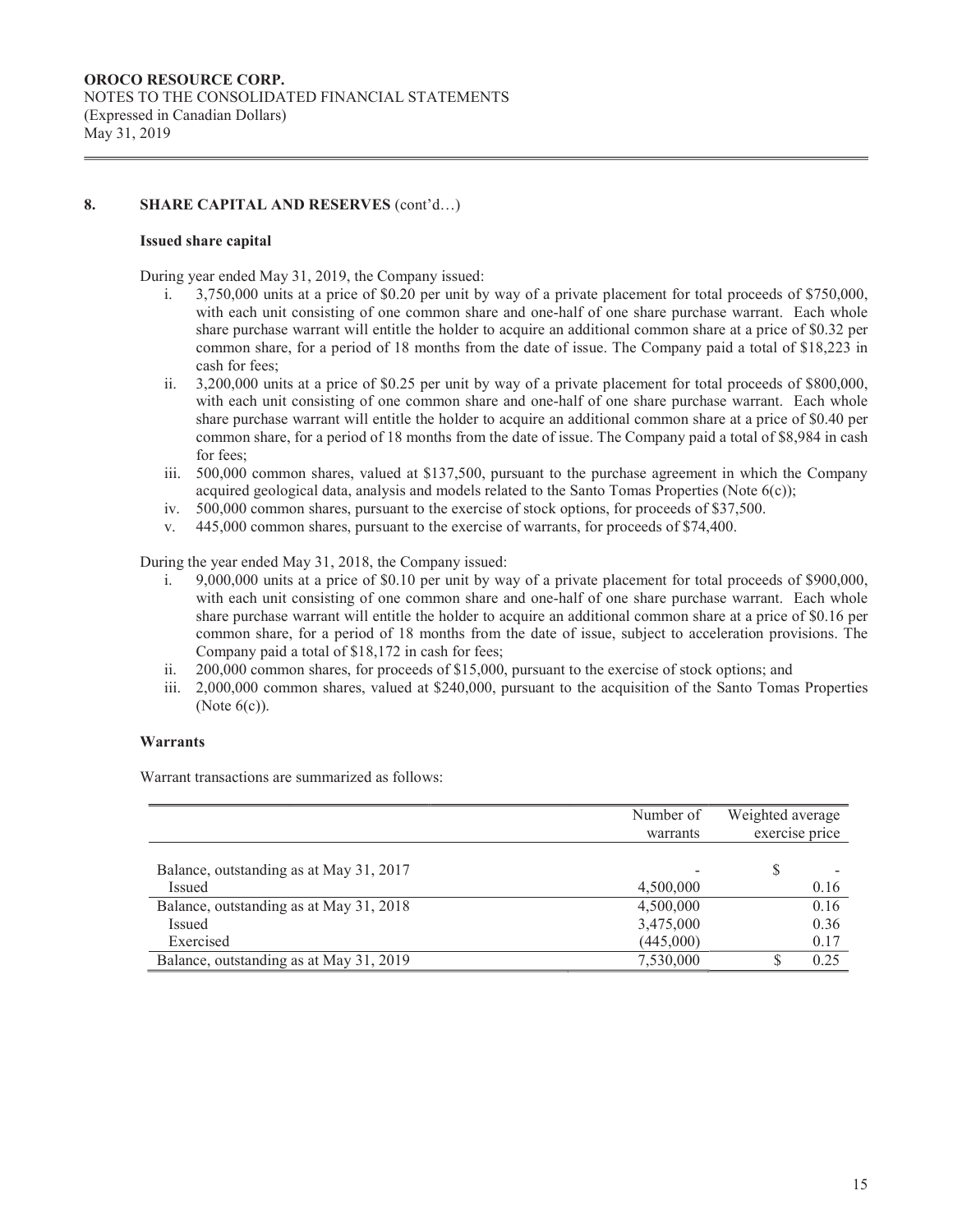**OROCO RESOURCE CORP.**
NOTES TO THE CONSOLIDATED FINANCIAL STATEMENTS
(Expressed in Canadian Dollars)
May 31, 2019

## 8. SHARE CAPITAL AND RESERVES (cont'd…)

### Issued share capital

During year ended May 31, 2019, the Company issued:

i. 3,750,000 units at a price of $0.20 per unit by way of a private placement for total proceeds of $750,000, with each unit consisting of one common share and one-half of one share purchase warrant. Each whole share purchase warrant will entitle the holder to acquire an additional common share at a price of $0.32 per common share, for a period of 18 months from the date of issue. The Company paid a total of $18,223 in cash for fees;
ii. 3,200,000 units at a price of $0.25 per unit by way of a private placement for total proceeds of $800,000, with each unit consisting of one common share and one-half of one share purchase warrant. Each whole share purchase warrant will entitle the holder to acquire an additional common share at a price of $0.40 per common share, for a period of 18 months from the date of issue. The Company paid a total of $8,984 in cash for fees;
iii. 500,000 common shares, valued at $137,500, pursuant to the purchase agreement in which the Company acquired geological data, analysis and models related to the Santo Tomas Properties (Note 6(c));
iv. 500,000 common shares, pursuant to the exercise of stock options, for proceeds of $37,500.
v. 445,000 common shares, pursuant to the exercise of warrants, for proceeds of $74,400.

During the year ended May 31, 2018, the Company issued:

i. 9,000,000 units at a price of $0.10 per unit by way of a private placement for total proceeds of $900,000, with each unit consisting of one common share and one-half of one share purchase warrant. Each whole share purchase warrant will entitle the holder to acquire an additional common share at a price of $0.16 per common share, for a period of 18 months from the date of issue, subject to acceleration provisions. The Company paid a total of $18,172 in cash for fees;
ii. 200,000 common shares, for proceeds of $15,000, pursuant to the exercise of stock options; and
iii. 2,000,000 common shares, valued at $240,000, pursuant to the acquisition of the Santo Tomas Properties (Note 6(c)).

### Warrants

Warrant transactions are summarized as follows:

| | Number of warrants | Weighted average exercise price |
|---|---|---|
| Balance, outstanding as at May 31, 2017 | - | $ - |
| Issued | 4,500,000 | 0.16 |
| Balance, outstanding as at May 31, 2018 | 4,500,000 | 0.16 |
| Issued | 3,475,000 | 0.36 |
| Exercised | (445,000) | 0.17 |
| Balance, outstanding as at May 31, 2019 | 7,530,000 | $ 0.25 |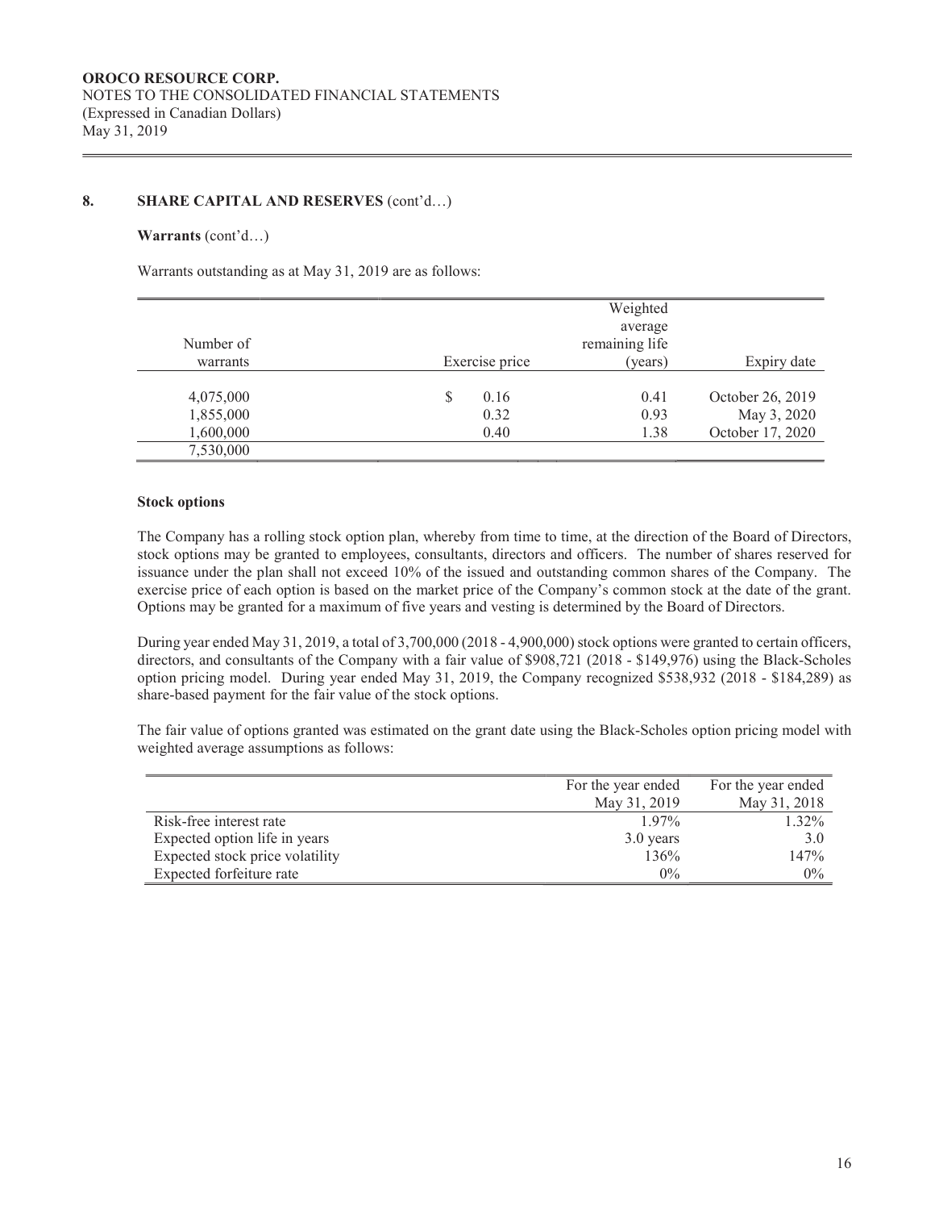**OROCO RESOURCE CORP.**
NOTES TO THE CONSOLIDATED FINANCIAL STATEMENTS
(Expressed in Canadian Dollars)
May 31, 2019

## 8. SHARE CAPITAL AND RESERVES (cont'd…)

**Warrants** (cont'd…)

Warrants outstanding as at May 31, 2019 are as follows:

| Number of warrants | Exercise price | Weighted average remaining life (years) | Expiry date |
|---|---|---|---|
| 4,075,000 | $ 0.16 | 0.41 | October 26, 2019 |
| 1,855,000 | 0.32 | 0.93 | May 3, 2020 |
| 1,600,000 | 0.40 | 1.38 | October 17, 2020 |
| 7,530,000 | | | |

**Stock options**

The Company has a rolling stock option plan, whereby from time to time, at the direction of the Board of Directors, stock options may be granted to employees, consultants, directors and officers. The number of shares reserved for issuance under the plan shall not exceed 10% of the issued and outstanding common shares of the Company. The exercise price of each option is based on the market price of the Company's common stock at the date of the grant. Options may be granted for a maximum of five years and vesting is determined by the Board of Directors.

During year ended May 31, 2019, a total of 3,700,000 (2018 - 4,900,000) stock options were granted to certain officers, directors, and consultants of the Company with a fair value of $908,721 (2018 - $149,976) using the Black-Scholes option pricing model. During year ended May 31, 2019, the Company recognized $538,932 (2018 - $184,289) as share-based payment for the fair value of the stock options.

The fair value of options granted was estimated on the grant date using the Black-Scholes option pricing model with weighted average assumptions as follows:

| | For the year ended May 31, 2019 | For the year ended May 31, 2018 |
|---|---|---|
| Risk-free interest rate | 1.97% | 1.32% |
| Expected option life in years | 3.0 years | 3.0 |
| Expected stock price volatility | 136% | 147% |
| Expected forfeiture rate | 0% | 0% |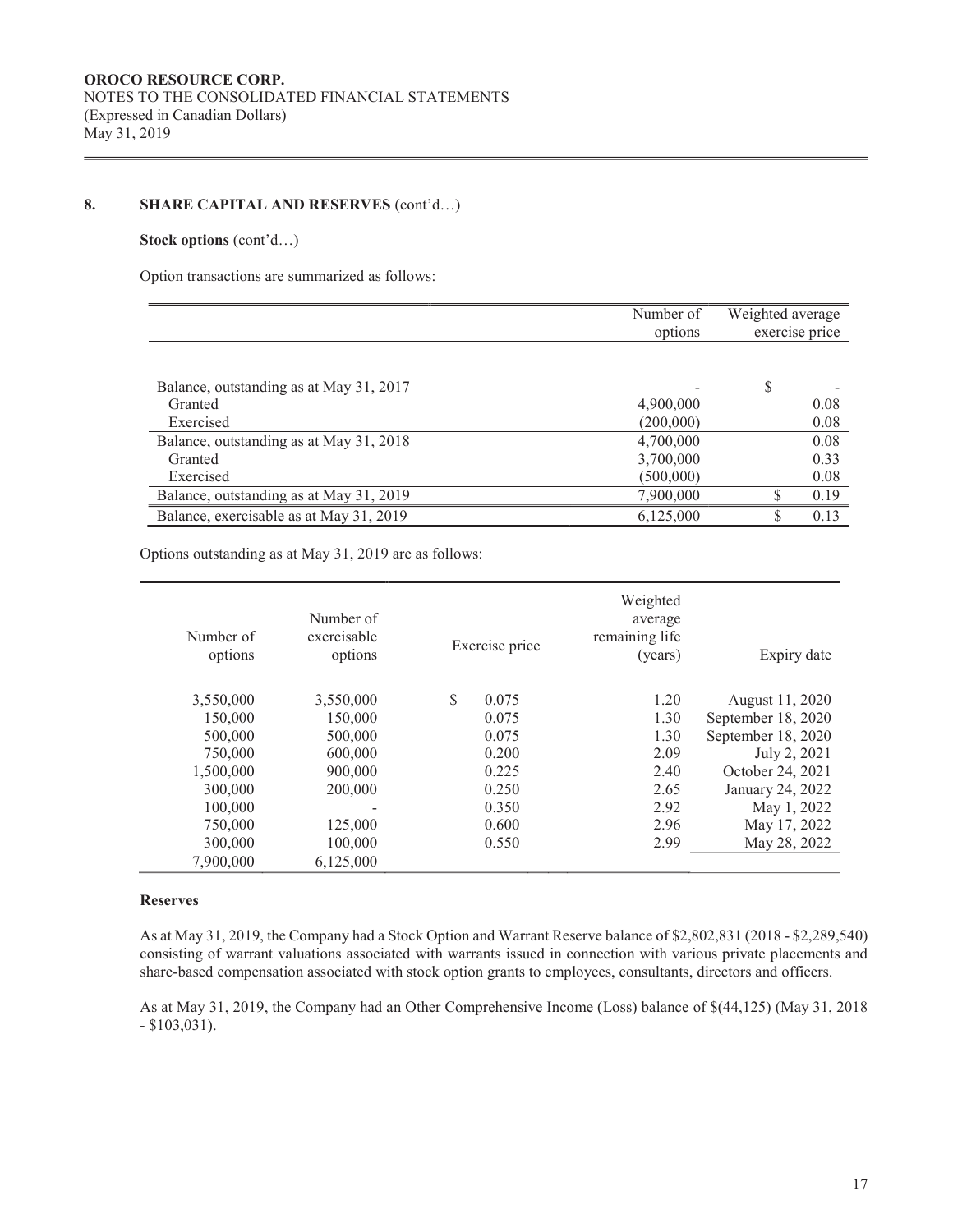**OROCO RESOURCE CORP.**
NOTES TO THE CONSOLIDATED FINANCIAL STATEMENTS
(Expressed in Canadian Dollars)
May 31, 2019

## 8. SHARE CAPITAL AND RESERVES (cont'd…)

**Stock options** (cont'd…)

Option transactions are summarized as follows:

| | Number of options | Weighted average exercise price |
|---|---|---|
| Balance, outstanding as at May 31, 2017 | - | $ - |
| Granted | 4,900,000 | 0.08 |
| Exercised | (200,000) | 0.08 |
| Balance, outstanding as at May 31, 2018 | 4,700,000 | 0.08 |
| Granted | 3,700,000 | 0.33 |
| Exercised | (500,000) | 0.08 |
| Balance, outstanding as at May 31, 2019 | 7,900,000 | $ 0.19 |
| Balance, exercisable as at May 31, 2019 | 6,125,000 | $ 0.13 |

Options outstanding as at May 31, 2019 are as follows:

| Number of options | Number of exercisable options | Exercise price | Weighted average remaining life (years) | Expiry date |
|---|---|---|---|---|
| 3,550,000 | 3,550,000 | $ 0.075 | 1.20 | August 11, 2020 |
| 150,000 | 150,000 | 0.075 | 1.30 | September 18, 2020 |
| 500,000 | 500,000 | 0.075 | 1.30 | September 18, 2020 |
| 750,000 | 600,000 | 0.200 | 2.09 | July 2, 2021 |
| 1,500,000 | 900,000 | 0.225 | 2.40 | October 24, 2021 |
| 300,000 | 200,000 | 0.250 | 2.65 | January 24, 2022 |
| 100,000 | - | 0.350 | 2.92 | May 1, 2022 |
| 750,000 | 125,000 | 0.600 | 2.96 | May 17, 2022 |
| 300,000 | 100,000 | 0.550 | 2.99 | May 28, 2022 |
| 7,900,000 | 6,125,000 | | | |

**Reserves**

As at May 31, 2019, the Company had a Stock Option and Warrant Reserve balance of $2,802,831 (2018 - $2,289,540) consisting of warrant valuations associated with warrants issued in connection with various private placements and share-based compensation associated with stock option grants to employees, consultants, directors and officers.

As at May 31, 2019, the Company had an Other Comprehensive Income (Loss) balance of $(44,125) (May 31, 2018 - $103,031).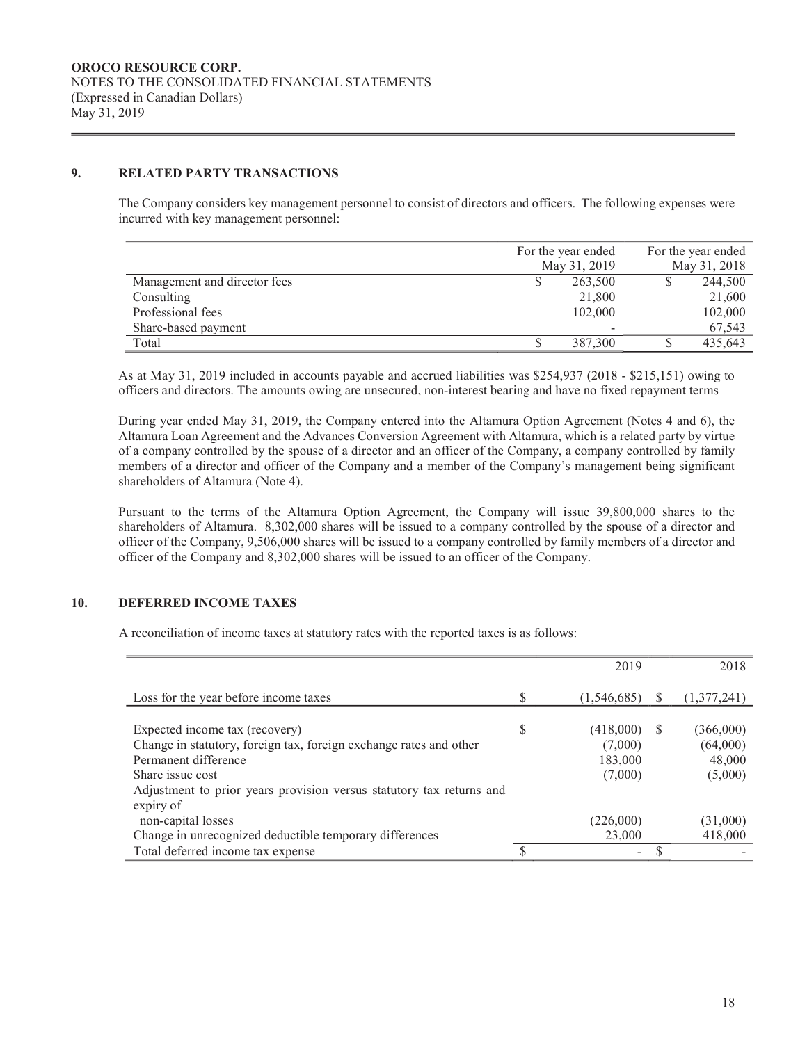**OROCO RESOURCE CORP.**
NOTES TO THE CONSOLIDATED FINANCIAL STATEMENTS
(Expressed in Canadian Dollars)
May 31, 2019

## 9. RELATED PARTY TRANSACTIONS

The Company considers key management personnel to consist of directors and officers. The following expenses were incurred with key management personnel:

| | For the year ended May 31, 2019 | For the year ended May 31, 2018 |
|---|---|---|
| Management and director fees | $ 263,500 | $ 244,500 |
| Consulting | 21,800 | 21,600 |
| Professional fees | 102,000 | 102,000 |
| Share-based payment | - | 67,543 |
| Total | $ 387,300 | $ 435,643 |

As at May 31, 2019 included in accounts payable and accrued liabilities was $254,937 (2018 - $215,151) owing to officers and directors. The amounts owing are unsecured, non-interest bearing and have no fixed repayment terms

During year ended May 31, 2019, the Company entered into the Altamura Option Agreement (Notes 4 and 6), the Altamura Loan Agreement and the Advances Conversion Agreement with Altamura, which is a related party by virtue of a company controlled by the spouse of a director and an officer of the Company, a company controlled by family members of a director and officer of the Company and a member of the Company's management being significant shareholders of Altamura (Note 4).

Pursuant to the terms of the Altamura Option Agreement, the Company will issue 39,800,000 shares to the shareholders of Altamura. 8,302,000 shares will be issued to a company controlled by the spouse of a director and officer of the Company, 9,506,000 shares will be issued to a company controlled by family members of a director and officer of the Company and 8,302,000 shares will be issued to an officer of the Company.

## 10. DEFERRED INCOME TAXES

A reconciliation of income taxes at statutory rates with the reported taxes is as follows:

| | 2019 | 2018 |
|---|---|---|
| Loss for the year before income taxes | $ (1,546,685) | $ (1,377,241) |
| Expected income tax (recovery) | $ (418,000) | $ (366,000) |
| Change in statutory, foreign tax, foreign exchange rates and other | (7,000) | (64,000) |
| Permanent difference | 183,000 | 48,000 |
| Share issue cost | (7,000) | (5,000) |
| Adjustment to prior years provision versus statutory tax returns and expiry of non-capital losses | (226,000) | (31,000) |
| Change in unrecognized deductible temporary differences | 23,000 | 418,000 |
| Total deferred income tax expense | $ - | $ - |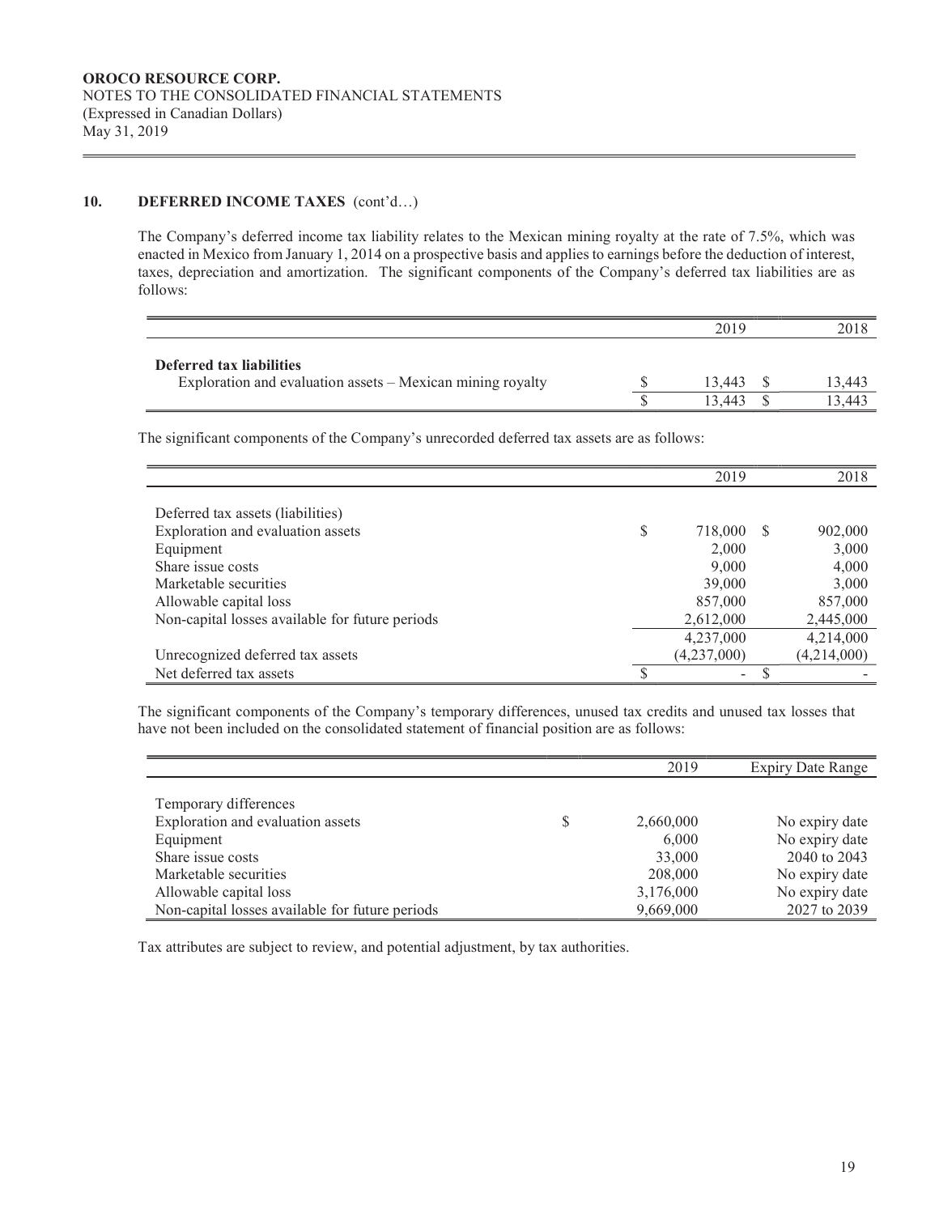## 10. DEFERRED INCOME TAXES (cont'd…)

The Company's deferred income tax liability relates to the Mexican mining royalty at the rate of 7.5%, which was enacted in Mexico from January 1, 2014 on a prospective basis and applies to earnings before the deduction of interest, taxes, depreciation and amortization. The significant components of the Company's deferred tax liabilities are as follows:

| | 2019 | 2018 |
|---|---|---|
| **Deferred tax liabilities** | | |
| Exploration and evaluation assets – Mexican mining royalty | $ 13,443 | $ 13,443 |
| | $ 13,443 | $ 13,443 |

The significant components of the Company's unrecorded deferred tax assets are as follows:

| | 2019 | 2018 |
|---|---|---|
| Deferred tax assets (liabilities) | | |
| Exploration and evaluation assets | $ 718,000 | $ 902,000 |
| Equipment | 2,000 | 3,000 |
| Share issue costs | 9,000 | 4,000 |
| Marketable securities | 39,000 | 3,000 |
| Allowable capital loss | 857,000 | 857,000 |
| Non-capital losses available for future periods | 2,612,000 | 2,445,000 |
| | 4,237,000 | 4,214,000 |
| Unrecognized deferred tax assets | (4,237,000) | (4,214,000) |
| Net deferred tax assets | $ - | $ - |

The significant components of the Company's temporary differences, unused tax credits and unused tax losses that have not been included on the consolidated statement of financial position are as follows:

| | 2019 | Expiry Date Range |
|---|---|---|
| Temporary differences | | |
| Exploration and evaluation assets | $ 2,660,000 | No expiry date |
| Equipment | 6,000 | No expiry date |
| Share issue costs | 33,000 | 2040 to 2043 |
| Marketable securities | 208,000 | No expiry date |
| Allowable capital loss | 3,176,000 | No expiry date |
| Non-capital losses available for future periods | 9,669,000 | 2027 to 2039 |

Tax attributes are subject to review, and potential adjustment, by tax authorities.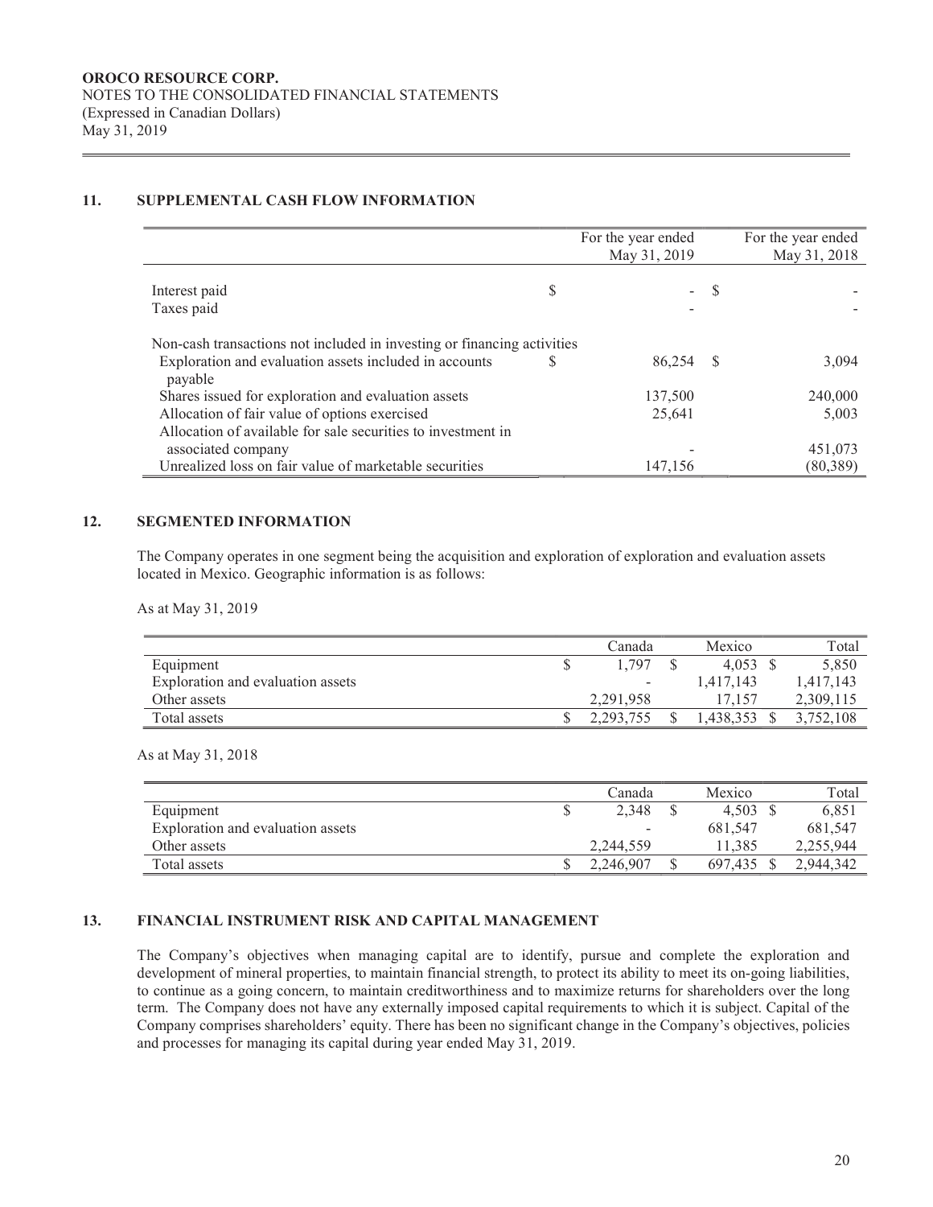## 11. SUPPLEMENTAL CASH FLOW INFORMATION

| | For the year ended May 31, 2019 | For the year ended May 31, 2018 |
|---|---|---|
| Interest paid | $ - | $ - |
| Taxes paid | - | - |
| Non-cash transactions not included in investing or financing activities | | |
| Exploration and evaluation assets included in accounts payable | $ 86,254 | $ 3,094 |
| Shares issued for exploration and evaluation assets | 137,500 | 240,000 |
| Allocation of fair value of options exercised | 25,641 | 5,003 |
| Allocation of available for sale securities to investment in associated company | - | 451,073 |
| Unrealized loss on fair value of marketable securities | 147,156 | (80,389) |

## 12. SEGMENTED INFORMATION

The Company operates in one segment being the acquisition and exploration of exploration and evaluation assets located in Mexico. Geographic information is as follows:

As at May 31, 2019

| | Canada | Mexico | Total |
|---|---|---|---|
| Equipment | $ 1,797 | $ 4,053 | $ 5,850 |
| Exploration and evaluation assets | - | 1,417,143 | 1,417,143 |
| Other assets | 2,291,958 | 17,157 | 2,309,115 |
| Total assets | $ 2,293,755 | $ 1,438,353 | $ 3,752,108 |

As at May 31, 2018

| | Canada | Mexico | Total |
|---|---|---|---|
| Equipment | $ 2,348 | $ 4,503 | $ 6,851 |
| Exploration and evaluation assets | - | 681,547 | 681,547 |
| Other assets | 2,244,559 | 11,385 | 2,255,944 |
| Total assets | $ 2,246,907 | $ 697,435 | $ 2,944,342 |

## 13. FINANCIAL INSTRUMENT RISK AND CAPITAL MANAGEMENT

The Company's objectives when managing capital are to identify, pursue and complete the exploration and development of mineral properties, to maintain financial strength, to protect its ability to meet its on-going liabilities, to continue as a going concern, to maintain creditworthiness and to maximize returns for shareholders over the long term. The Company does not have any externally imposed capital requirements to which it is subject. Capital of the Company comprises shareholders' equity. There has been no significant change in the Company's objectives, policies and processes for managing its capital during year ended May 31, 2019.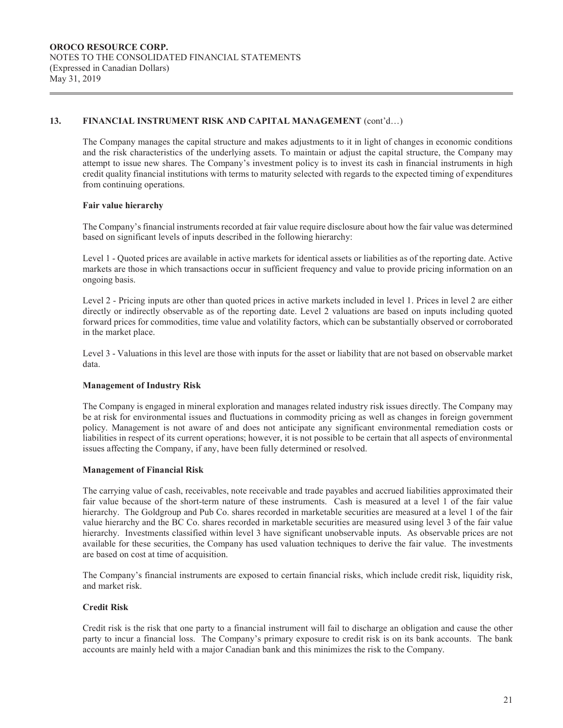## 13. FINANCIAL INSTRUMENT RISK AND CAPITAL MANAGEMENT (cont'd…)

The Company manages the capital structure and makes adjustments to it in light of changes in economic conditions and the risk characteristics of the underlying assets. To maintain or adjust the capital structure, the Company may attempt to issue new shares. The Company's investment policy is to invest its cash in financial instruments in high credit quality financial institutions with terms to maturity selected with regards to the expected timing of expenditures from continuing operations.

### Fair value hierarchy

The Company's financial instruments recorded at fair value require disclosure about how the fair value was determined based on significant levels of inputs described in the following hierarchy:

Level 1 - Quoted prices are available in active markets for identical assets or liabilities as of the reporting date. Active markets are those in which transactions occur in sufficient frequency and value to provide pricing information on an ongoing basis.

Level 2 - Pricing inputs are other than quoted prices in active markets included in level 1. Prices in level 2 are either directly or indirectly observable as of the reporting date. Level 2 valuations are based on inputs including quoted forward prices for commodities, time value and volatility factors, which can be substantially observed or corroborated in the market place.

Level 3 - Valuations in this level are those with inputs for the asset or liability that are not based on observable market data.

### Management of Industry Risk

The Company is engaged in mineral exploration and manages related industry risk issues directly. The Company may be at risk for environmental issues and fluctuations in commodity pricing as well as changes in foreign government policy. Management is not aware of and does not anticipate any significant environmental remediation costs or liabilities in respect of its current operations; however, it is not possible to be certain that all aspects of environmental issues affecting the Company, if any, have been fully determined or resolved.

### Management of Financial Risk

The carrying value of cash, receivables, note receivable and trade payables and accrued liabilities approximated their fair value because of the short-term nature of these instruments. Cash is measured at a level 1 of the fair value hierarchy. The Goldgroup and Pub Co. shares recorded in marketable securities are measured at a level 1 of the fair value hierarchy and the BC Co. shares recorded in marketable securities are measured using level 3 of the fair value hierarchy. Investments classified within level 3 have significant unobservable inputs. As observable prices are not available for these securities, the Company has used valuation techniques to derive the fair value. The investments are based on cost at time of acquisition.

The Company's financial instruments are exposed to certain financial risks, which include credit risk, liquidity risk, and market risk.

### Credit Risk

Credit risk is the risk that one party to a financial instrument will fail to discharge an obligation and cause the other party to incur a financial loss. The Company's primary exposure to credit risk is on its bank accounts. The bank accounts are mainly held with a major Canadian bank and this minimizes the risk to the Company.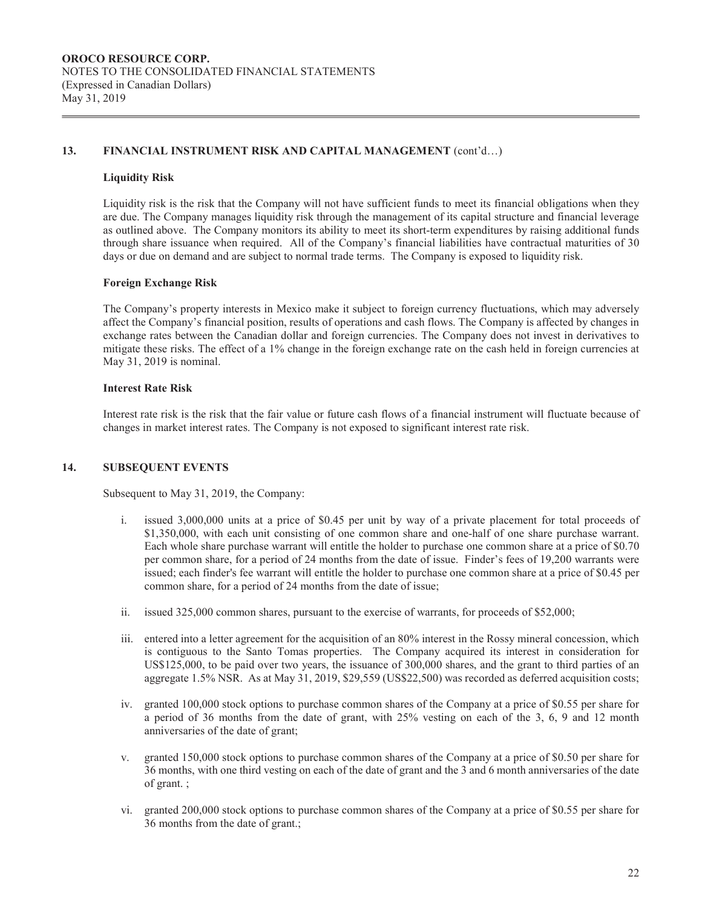## 13. FINANCIAL INSTRUMENT RISK AND CAPITAL MANAGEMENT (cont'd…)

### Liquidity Risk

Liquidity risk is the risk that the Company will not have sufficient funds to meet its financial obligations when they are due. The Company manages liquidity risk through the management of its capital structure and financial leverage as outlined above. The Company monitors its ability to meet its short-term expenditures by raising additional funds through share issuance when required. All of the Company's financial liabilities have contractual maturities of 30 days or due on demand and are subject to normal trade terms. The Company is exposed to liquidity risk.

### Foreign Exchange Risk

The Company's property interests in Mexico make it subject to foreign currency fluctuations, which may adversely affect the Company's financial position, results of operations and cash flows. The Company is affected by changes in exchange rates between the Canadian dollar and foreign currencies. The Company does not invest in derivatives to mitigate these risks. The effect of a 1% change in the foreign exchange rate on the cash held in foreign currencies at May 31, 2019 is nominal.

### Interest Rate Risk

Interest rate risk is the risk that the fair value or future cash flows of a financial instrument will fluctuate because of changes in market interest rates. The Company is not exposed to significant interest rate risk.

## 14. SUBSEQUENT EVENTS

Subsequent to May 31, 2019, the Company:

i. issued 3,000,000 units at a price of $0.45 per unit by way of a private placement for total proceeds of $1,350,000, with each unit consisting of one common share and one-half of one share purchase warrant. Each whole share purchase warrant will entitle the holder to purchase one common share at a price of $0.70 per common share, for a period of 24 months from the date of issue. Finder's fees of 19,200 warrants were issued; each finder's fee warrant will entitle the holder to purchase one common share at a price of $0.45 per common share, for a period of 24 months from the date of issue;

ii. issued 325,000 common shares, pursuant to the exercise of warrants, for proceeds of $52,000;

iii. entered into a letter agreement for the acquisition of an 80% interest in the Rossy mineral concession, which is contiguous to the Santo Tomas properties. The Company acquired its interest in consideration for US$125,000, to be paid over two years, the issuance of 300,000 shares, and the grant to third parties of an aggregate 1.5% NSR. As at May 31, 2019, $29,559 (US$22,500) was recorded as deferred acquisition costs;

iv. granted 100,000 stock options to purchase common shares of the Company at a price of $0.55 per share for a period of 36 months from the date of grant, with 25% vesting on each of the 3, 6, 9 and 12 month anniversaries of the date of grant;

v. granted 150,000 stock options to purchase common shares of the Company at a price of $0.50 per share for 36 months, with one third vesting on each of the date of grant and the 3 and 6 month anniversaries of the date of grant. ;

vi. granted 200,000 stock options to purchase common shares of the Company at a price of $0.55 per share for 36 months from the date of grant.;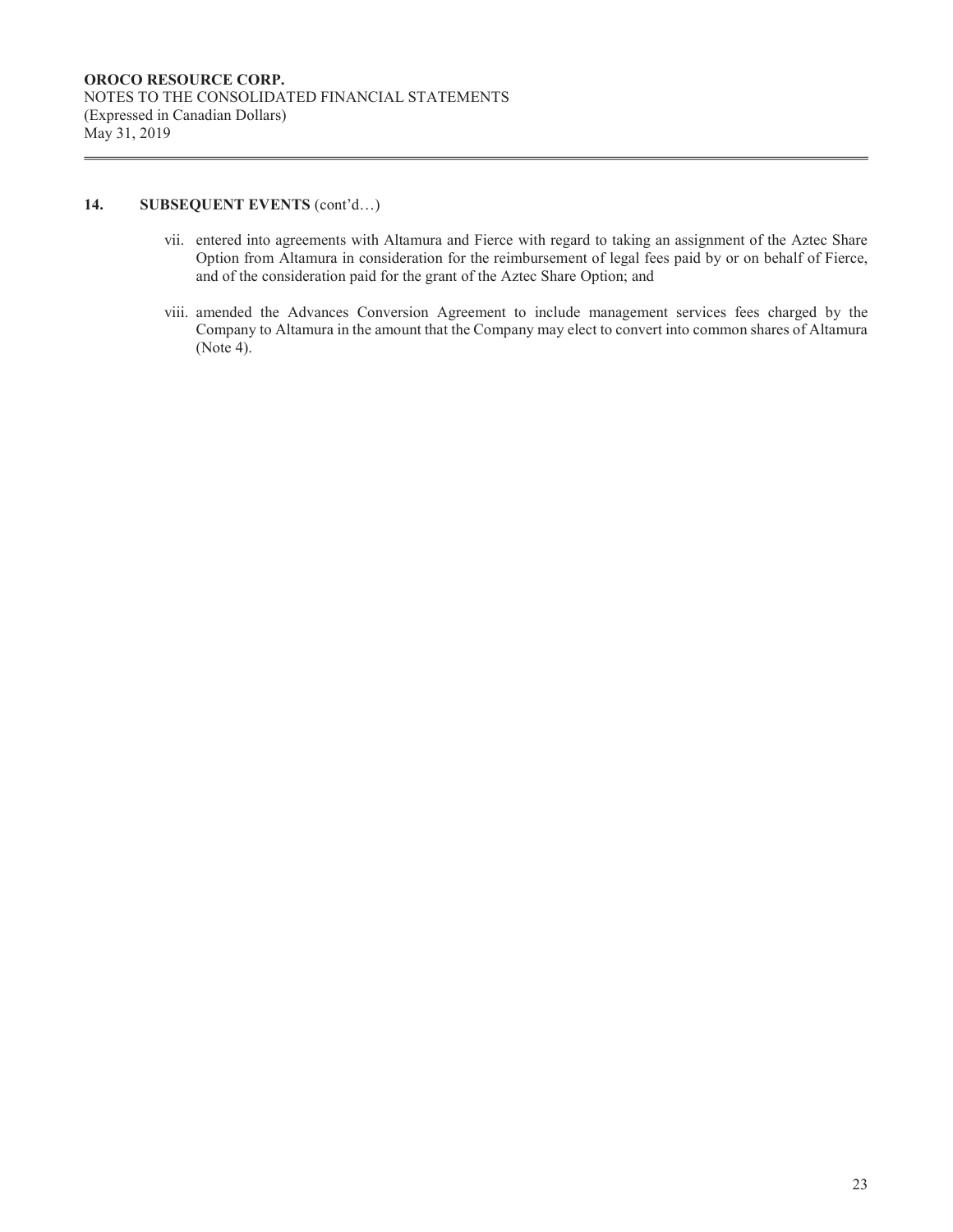## 14. SUBSEQUENT EVENTS (cont'd…)

vii. entered into agreements with Altamura and Fierce with regard to taking an assignment of the Aztec Share Option from Altamura in consideration for the reimbursement of legal fees paid by or on behalf of Fierce, and of the consideration paid for the grant of the Aztec Share Option; and

viii. amended the Advances Conversion Agreement to include management services fees charged by the Company to Altamura in the amount that the Company may elect to convert into common shares of Altamura (Note 4).